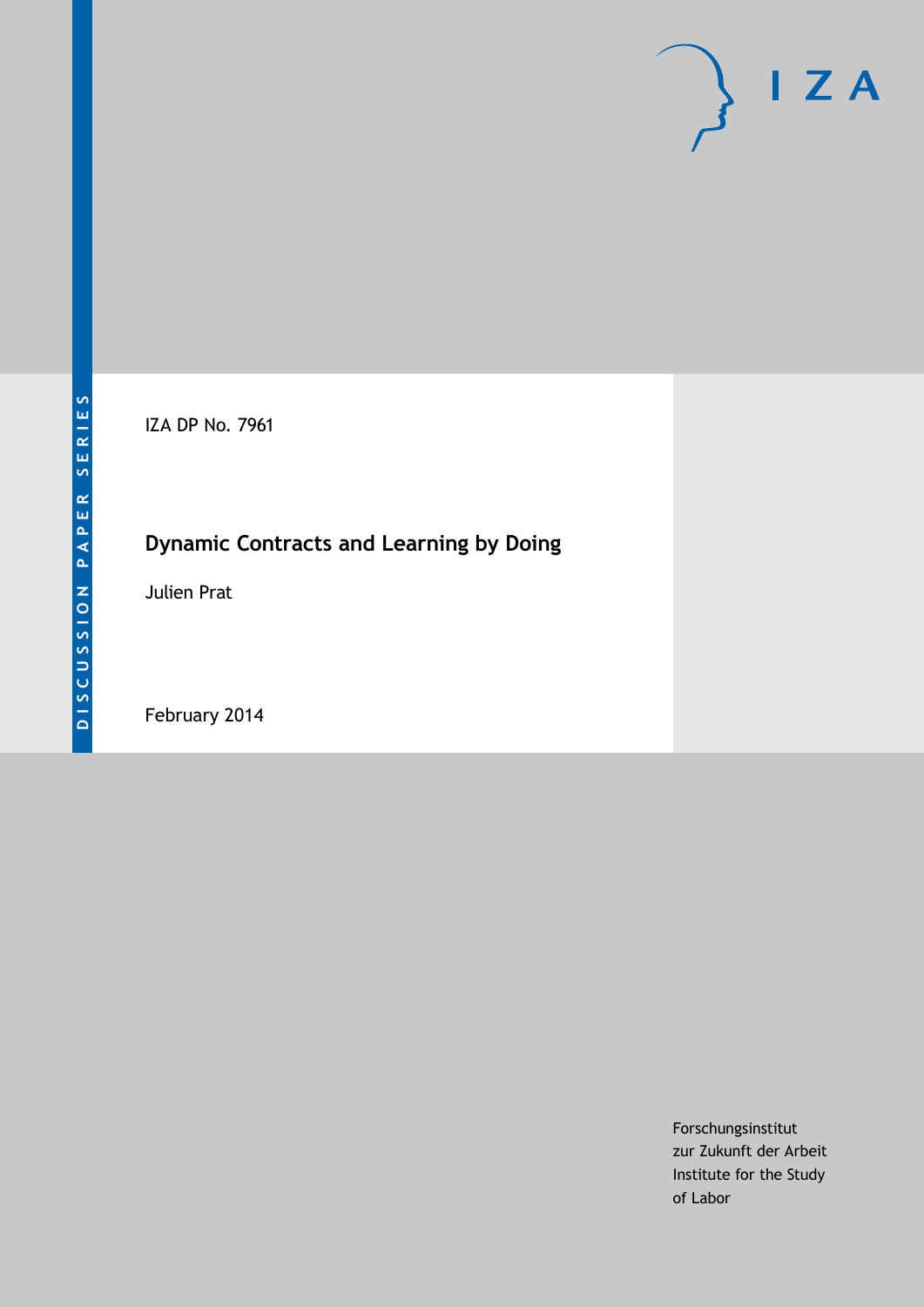DISCUSSION PAPER SERIES

IZA

IZA DP No. 7961

# Dynamic Contracts and Learning by Doing

Julien Prat

February 2014

Forschungsinstitut
zur Zukunft der Arbeit
Institute for the Study
of Labor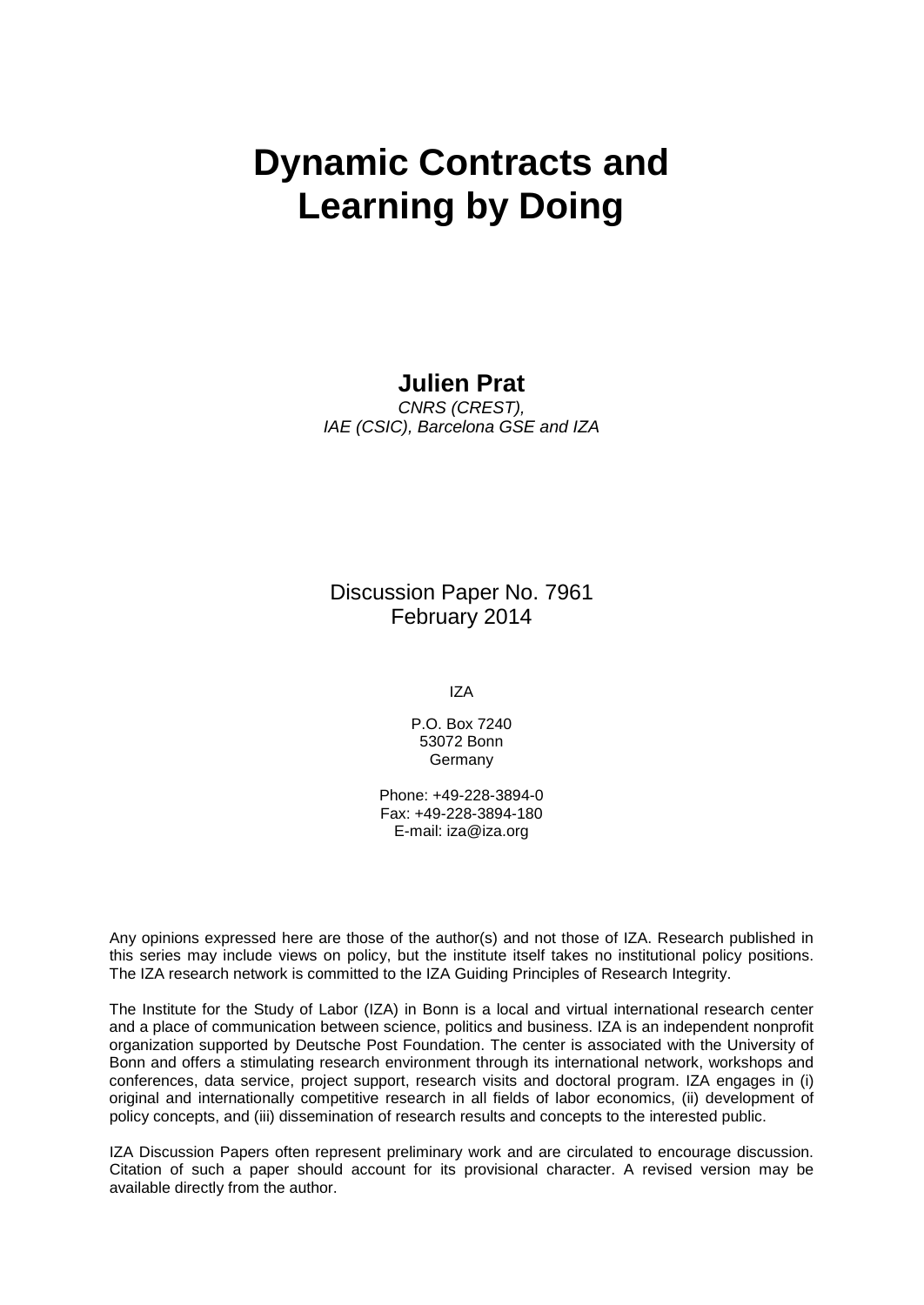# Dynamic Contracts and Learning by Doing

**Julien Prat**
*CNRS (CREST), IAE (CSIC), Barcelona GSE and IZA*

Discussion Paper No. 7961
February 2014

IZA

P.O. Box 7240
53072 Bonn
Germany

Phone: +49-228-3894-0
Fax: +49-228-3894-180
E-mail: iza@iza.org

Any opinions expressed here are those of the author(s) and not those of IZA. Research published in this series may include views on policy, but the institute itself takes no institutional policy positions. The IZA research network is committed to the IZA Guiding Principles of Research Integrity.

The Institute for the Study of Labor (IZA) in Bonn is a local and virtual international research center and a place of communication between science, politics and business. IZA is an independent nonprofit organization supported by Deutsche Post Foundation. The center is associated with the University of Bonn and offers a stimulating research environment through its international network, workshops and conferences, data service, project support, research visits and doctoral program. IZA engages in (i) original and internationally competitive research in all fields of labor economics, (ii) development of policy concepts, and (iii) dissemination of research results and concepts to the interested public.

IZA Discussion Papers often represent preliminary work and are circulated to encourage discussion. Citation of such a paper should account for its provisional character. A revised version may be available directly from the author.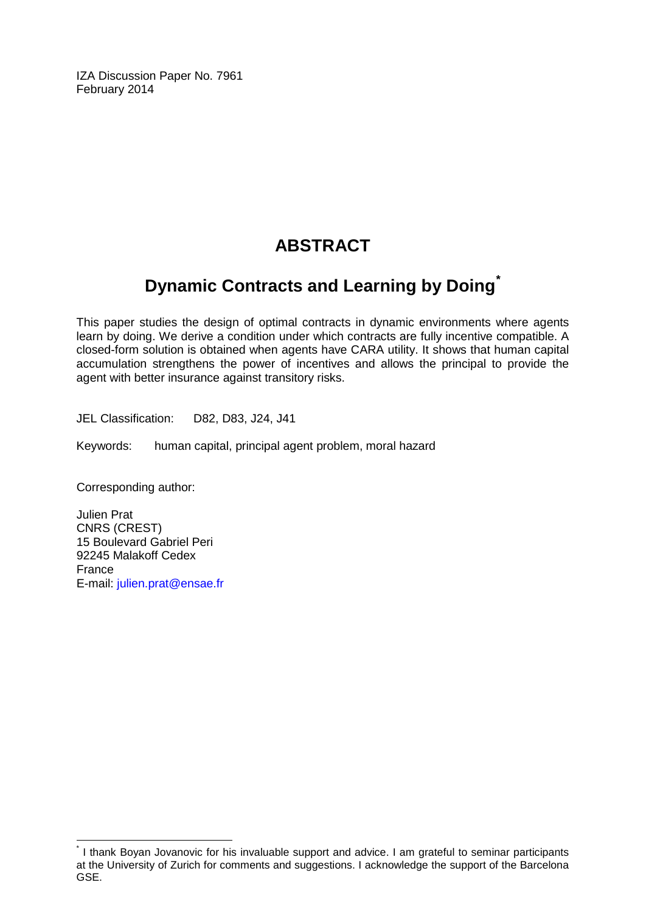IZA Discussion Paper No. 7961
February 2014

# ABSTRACT

## Dynamic Contracts and Learning by Doing[*]

This paper studies the design of optimal contracts in dynamic environments where agents learn by doing. We derive a condition under which contracts are fully incentive compatible. A closed-form solution is obtained when agents have CARA utility. It shows that human capital accumulation strengthens the power of incentives and allows the principal to provide the agent with better insurance against transitory risks.

JEL Classification: D82, D83, J24, J41

Keywords: human capital, principal agent problem, moral hazard

Corresponding author:

Julien Prat
CNRS (CREST)
15 Boulevard Gabriel Peri
92245 Malakoff Cedex
France
E-mail: julien.prat@ensae.fr

[*] I thank Boyan Jovanovic for his invaluable support and advice. I am grateful to seminar participants at the University of Zurich for comments and suggestions. I acknowledge the support of the Barcelona GSE.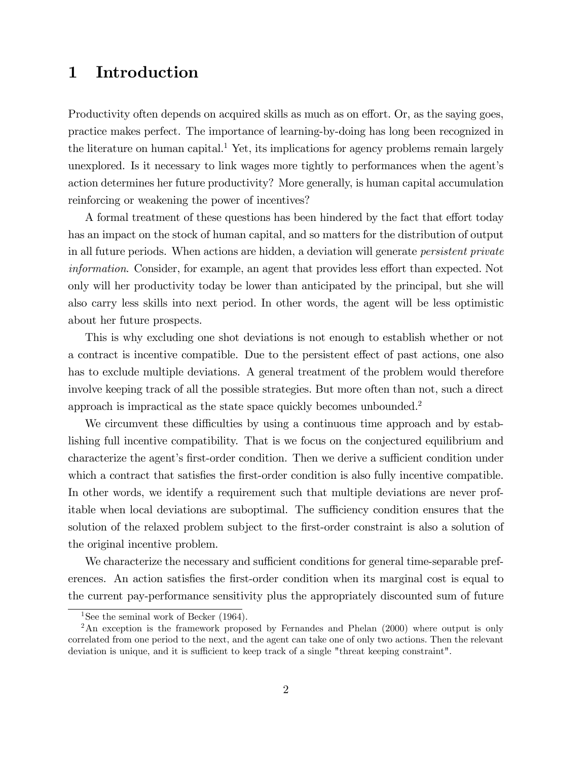# 1 Introduction

Productivity often depends on acquired skills as much as on effort. Or, as the saying goes, practice makes perfect. The importance of learning-by-doing has long been recognized in the literature on human capital.[1] Yet, its implications for agency problems remain largely unexplored. Is it necessary to link wages more tightly to performances when the agent's action determines her future productivity? More generally, is human capital accumulation reinforcing or weakening the power of incentives?

A formal treatment of these questions has been hindered by the fact that effort today has an impact on the stock of human capital, and so matters for the distribution of output in all future periods. When actions are hidden, a deviation will generate *persistent private information*. Consider, for example, an agent that provides less effort than expected. Not only will her productivity today be lower than anticipated by the principal, but she will also carry less skills into next period. In other words, the agent will be less optimistic about her future prospects.

This is why excluding one shot deviations is not enough to establish whether or not a contract is incentive compatible. Due to the persistent effect of past actions, one also has to exclude multiple deviations. A general treatment of the problem would therefore involve keeping track of all the possible strategies. But more often than not, such a direct approach is impractical as the state space quickly becomes unbounded.[2]

We circumvent these difficulties by using a continuous time approach and by establishing full incentive compatibility. That is we focus on the conjectured equilibrium and characterize the agent's first-order condition. Then we derive a sufficient condition under which a contract that satisfies the first-order condition is also fully incentive compatible. In other words, we identify a requirement such that multiple deviations are never profitable when local deviations are suboptimal. The sufficiency condition ensures that the solution of the relaxed problem subject to the first-order constraint is also a solution of the original incentive problem.

We characterize the necessary and sufficient conditions for general time-separable preferences. An action satisfies the first-order condition when its marginal cost is equal to the current pay-performance sensitivity plus the appropriately discounted sum of future

[1] See the seminal work of Becker (1964).

[2] An exception is the framework proposed by Fernandes and Phelan (2000) where output is only correlated from one period to the next, and the agent can take one of only two actions. Then the relevant deviation is unique, and it is sufficient to keep track of a single "threat keeping constraint".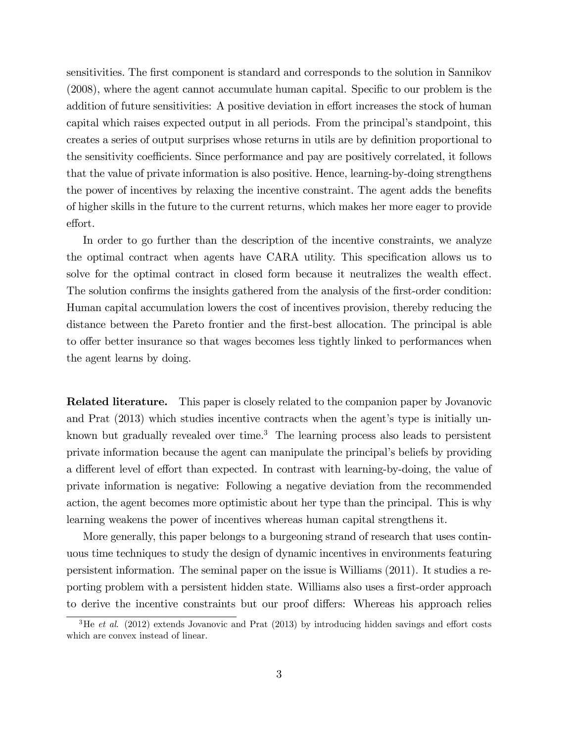sensitivities. The first component is standard and corresponds to the solution in Sannikov (2008), where the agent cannot accumulate human capital. Specific to our problem is the addition of future sensitivities: A positive deviation in effort increases the stock of human capital which raises expected output in all periods. From the principal's standpoint, this creates a series of output surprises whose returns in utils are by definition proportional to the sensitivity coefficients. Since performance and pay are positively correlated, it follows that the value of private information is also positive. Hence, learning-by-doing strengthens the power of incentives by relaxing the incentive constraint. The agent adds the benefits of higher skills in the future to the current returns, which makes her more eager to provide effort.

In order to go further than the description of the incentive constraints, we analyze the optimal contract when agents have CARA utility. This specification allows us to solve for the optimal contract in closed form because it neutralizes the wealth effect. The solution confirms the insights gathered from the analysis of the first-order condition: Human capital accumulation lowers the cost of incentives provision, thereby reducing the distance between the Pareto frontier and the first-best allocation. The principal is able to offer better insurance so that wages becomes less tightly linked to performances when the agent learns by doing.

**Related literature.** This paper is closely related to the companion paper by Jovanovic and Prat (2013) which studies incentive contracts when the agent's type is initially unknown but gradually revealed over time.[3] The learning process also leads to persistent private information because the agent can manipulate the principal's beliefs by providing a different level of effort than expected. In contrast with learning-by-doing, the value of private information is negative: Following a negative deviation from the recommended action, the agent becomes more optimistic about her type than the principal. This is why learning weakens the power of incentives whereas human capital strengthens it.

More generally, this paper belongs to a burgeoning strand of research that uses continuous time techniques to study the design of dynamic incentives in environments featuring persistent information. The seminal paper on the issue is Williams (2011). It studies a reporting problem with a persistent hidden state. Williams also uses a first-order approach to derive the incentive constraints but our proof differs: Whereas his approach relies

[3] He *et al.* (2012) extends Jovanovic and Prat (2013) by introducing hidden savings and effort costs which are convex instead of linear.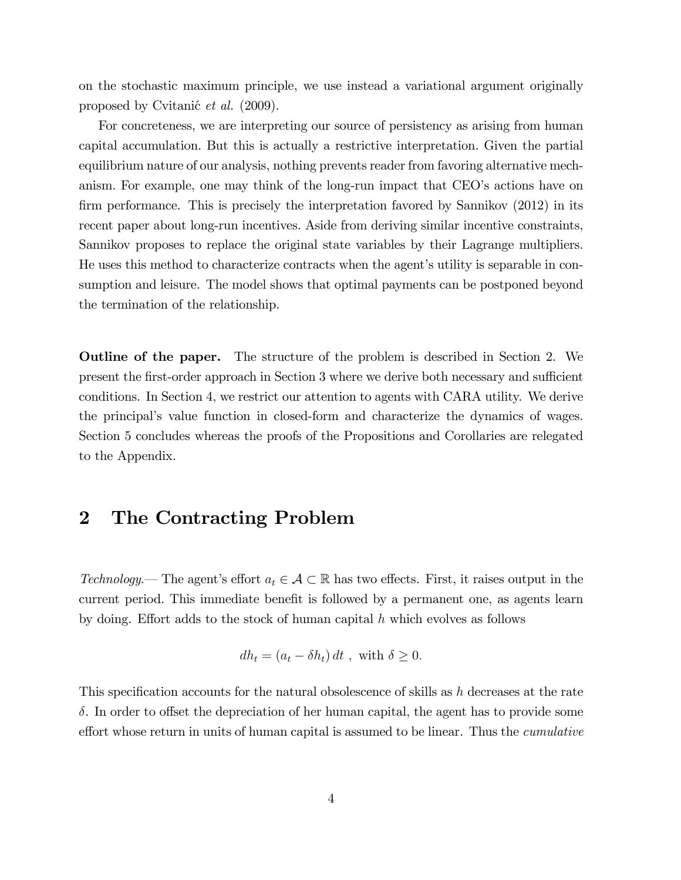on the stochastic maximum principle, we use instead a variational argument originally proposed by Cvitanić *et al.* (2009).

For concreteness, we are interpreting our source of persistency as arising from human capital accumulation. But this is actually a restrictive interpretation. Given the partial equilibrium nature of our analysis, nothing prevents reader from favoring alternative mechanism. For example, one may think of the long-run impact that CEO's actions have on firm performance. This is precisely the interpretation favored by Sannikov (2012) in its recent paper about long-run incentives. Aside from deriving similar incentive constraints, Sannikov proposes to replace the original state variables by their Lagrange multipliers. He uses this method to characterize contracts when the agent's utility is separable in consumption and leisure. The model shows that optimal payments can be postponed beyond the termination of the relationship.

**Outline of the paper.** The structure of the problem is described in Section 2. We present the first-order approach in Section 3 where we derive both necessary and sufficient conditions. In Section 4, we restrict our attention to agents with CARA utility. We derive the principal's value function in closed-form and characterize the dynamics of wages. Section 5 concludes whereas the proofs of the Propositions and Corollaries are relegated to the Appendix.

# 2 The Contracting Problem

*Technology.*— The agent's effort $a_t \in \mathcal{A} \subset \mathbb{R}$ has two effects. First, it raises output in the current period. This immediate benefit is followed by a permanent one, as agents learn by doing. Effort adds to the stock of human capital $h$ which evolves as follows

$$dh_t = (a_t - \delta h_t)\, dt \ , \ \text{with } \delta \geq 0.$$

This specification accounts for the natural obsolescence of skills as $h$ decreases at the rate $\delta$. In order to offset the depreciation of her human capital, the agent has to provide some effort whose return in units of human capital is assumed to be linear. Thus the *cumulative*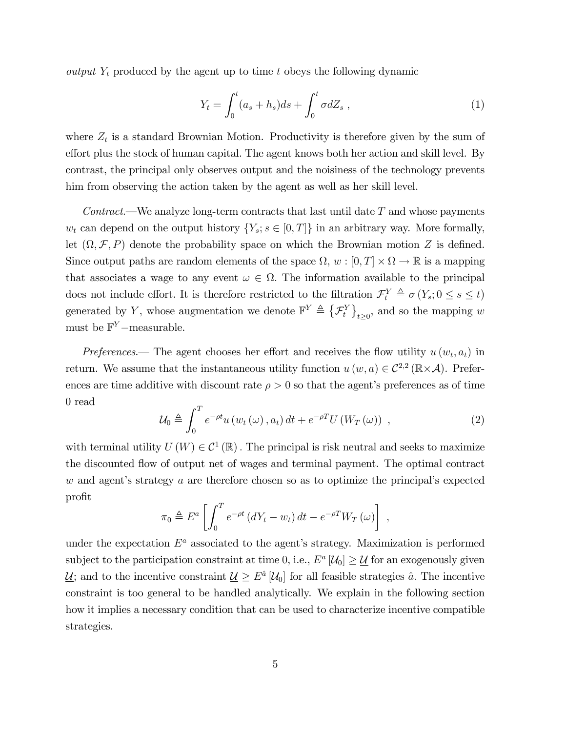*output* $Y_t$ produced by the agent up to time $t$ obeys the following dynamic

$$Y_t = \int_0^t (a_s + h_s)ds + \int_0^t \sigma dZ_s \ , \tag{1}$$

where $Z_t$ is a standard Brownian Motion. Productivity is therefore given by the sum of effort plus the stock of human capital. The agent knows both her action and skill level. By contrast, the principal only observes output and the noisiness of the technology prevents him from observing the action taken by the agent as well as her skill level.

*Contract.*—We analyze long-term contracts that last until date $T$ and whose payments $w_t$ can depend on the output history $\{Y_s; s \in [0, T]\}$ in an arbitrary way. More formally, let $(\Omega, \mathcal{F}, P)$ denote the probability space on which the Brownian motion $Z$ is defined. Since output paths are random elements of the space $\Omega$, $w : [0, T] \times \Omega \to \mathbb{R}$ is a mapping that associates a wage to any event $\omega \in \Omega$. The information available to the principal does not include effort. It is therefore restricted to the filtration $\mathcal{F}_t^Y \triangleq \sigma(Y_s; 0 \leq s \leq t)$ generated by $Y$, whose augmentation we denote $\mathbb{F}^Y \triangleq \{\mathcal{F}_t^Y\}_{t \geq 0}$, and so the mapping $w$ must be $\mathbb{F}^Y-$measurable.

*Preferences.*— The agent chooses her effort and receives the flow utility $u(w_t, a_t)$ in return. We assume that the instantaneous utility function $u(w, a) \in \mathcal{C}^{2,2}(\mathbb{R} \times \mathcal{A})$. Preferences are time additive with discount rate $\rho > 0$ so that the agent's preferences as of time 0 read

$$\mathcal{U}_0 \triangleq \int_0^T e^{-\rho t} u(w_t(\omega), a_t) \, dt + e^{-\rho T} U(W_T(\omega)) \ , \tag{2}$$

with terminal utility $U(W) \in \mathcal{C}^1(\mathbb{R})$. The principal is risk neutral and seeks to maximize the discounted flow of output net of wages and terminal payment. The optimal contract $w$ and agent's strategy $a$ are therefore chosen so as to optimize the principal's expected profit

$$\pi_0 \triangleq E^a \left[ \int_0^T e^{-\rho t} (dY_t - w_t) \, dt - e^{-\rho T} W_T(\omega) \right] \ ,$$

under the expectation $E^a$ associated to the agent's strategy. Maximization is performed subject to the participation constraint at time 0, i.e., $E^a[\mathcal{U}_0] \geq \underline{\mathcal{U}}$ for an exogenously given $\underline{\mathcal{U}}$; and to the incentive constraint $\underline{\mathcal{U}} \geq E^{\hat{a}}[\mathcal{U}_0]$ for all feasible strategies $\hat{a}$. The incentive constraint is too general to be handled analytically. We explain in the following section how it implies a necessary condition that can be used to characterize incentive compatible strategies.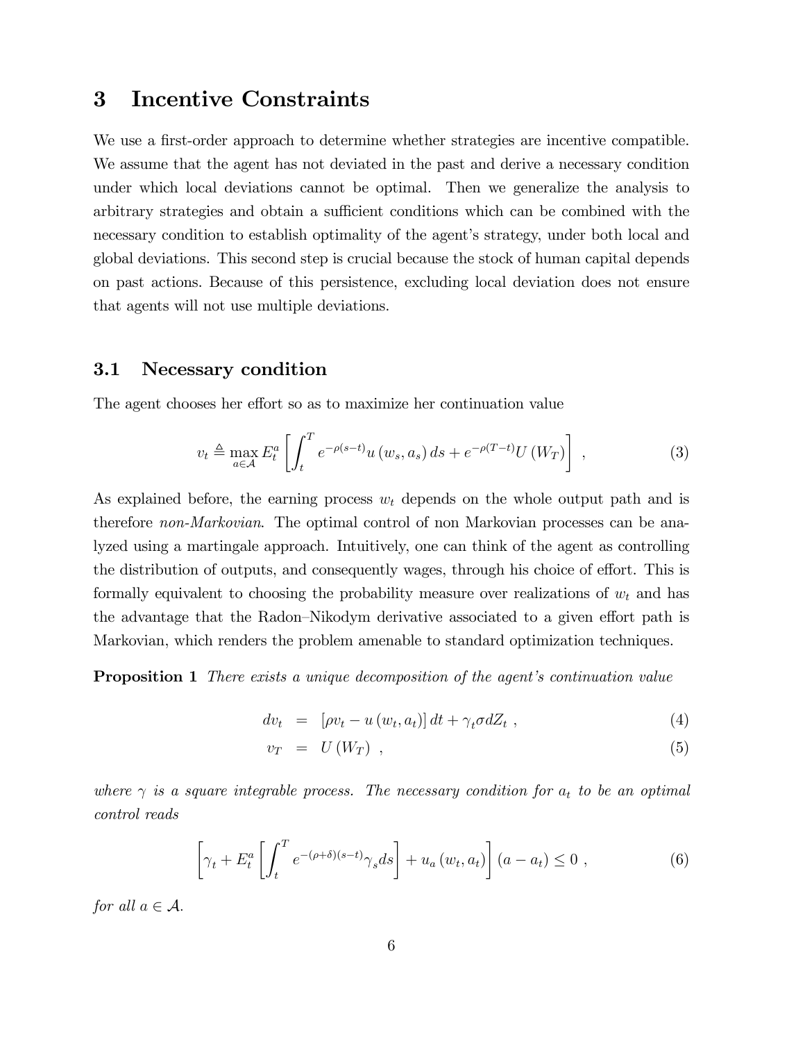# 3 Incentive Constraints

We use a first-order approach to determine whether strategies are incentive compatible. We assume that the agent has not deviated in the past and derive a necessary condition under which local deviations cannot be optimal. Then we generalize the analysis to arbitrary strategies and obtain a sufficient conditions which can be combined with the necessary condition to establish optimality of the agent's strategy, under both local and global deviations. This second step is crucial because the stock of human capital depends on past actions. Because of this persistence, excluding local deviation does not ensure that agents will not use multiple deviations.

## 3.1 Necessary condition

The agent chooses her effort so as to maximize her continuation value

$$v_t \triangleq \max_{a \in \mathcal{A}} E_t^a \left[ \int_t^T e^{-\rho(s-t)} u(w_s, a_s)\, ds + e^{-\rho(T-t)} U(W_T) \right] , \tag{3}$$

As explained before, the earning process $w_t$ depends on the whole output path and is therefore *non-Markovian*. The optimal control of non Markovian processes can be analyzed using a martingale approach. Intuitively, one can think of the agent as controlling the distribution of outputs, and consequently wages, through his choice of effort. This is formally equivalent to choosing the probability measure over realizations of $w_t$ and has the advantage that the Radon–Nikodym derivative associated to a given effort path is Markovian, which renders the problem amenable to standard optimization techniques.

**Proposition 1** *There exists a unique decomposition of the agent's continuation value*

$$dv_t = [\rho v_t - u(w_t, a_t)]\, dt + \gamma_t \sigma dZ_t \ , \tag{4}$$

$$v_T = U(W_T) \ , \tag{5}$$

*where $\gamma$ is a square integrable process. The necessary condition for $a_t$ to be an optimal control reads*

$$\left[ \gamma_t + E_t^a \left[ \int_t^T e^{-(\rho+\delta)(s-t)} \gamma_s ds \right] + u_a(w_t, a_t) \right] (a - a_t) \leq 0 \ , \tag{6}$$

*for all $a \in \mathcal{A}$.*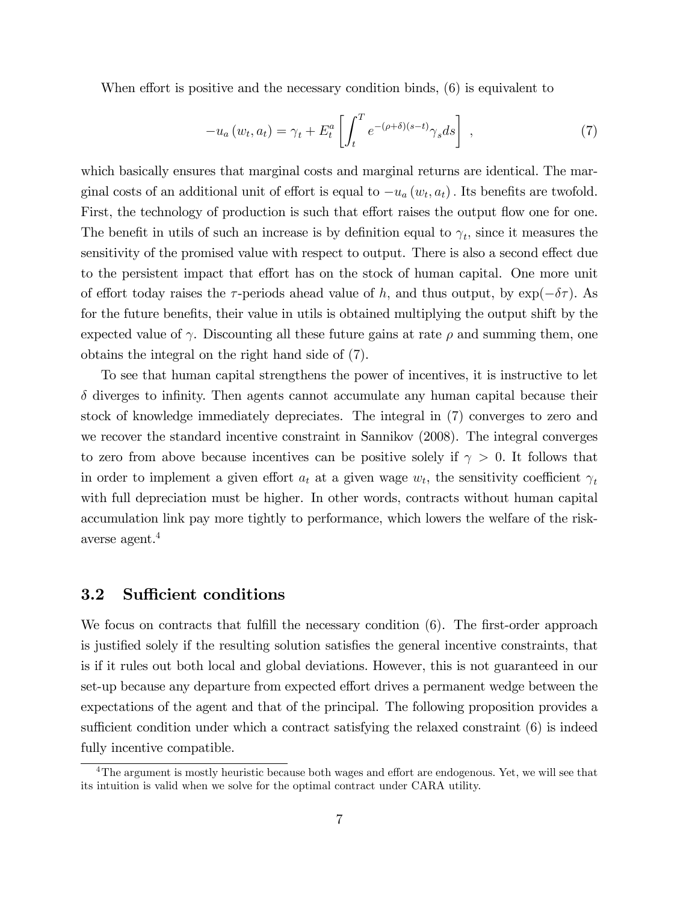When effort is positive and the necessary condition binds, (6) is equivalent to

$$-u_a(w_t, a_t) = \gamma_t + E_t^a \left[ \int_t^T e^{-(\rho+\delta)(s-t)} \gamma_s ds \right] , \tag{7}$$

which basically ensures that marginal costs and marginal returns are identical. The marginal costs of an additional unit of effort is equal to $-u_a(w_t, a_t)$. Its benefits are twofold. First, the technology of production is such that effort raises the output flow one for one. The benefit in utils of such an increase is by definition equal to $\gamma_t$, since it measures the sensitivity of the promised value with respect to output. There is also a second effect due to the persistent impact that effort has on the stock of human capital. One more unit of effort today raises the $\tau$-periods ahead value of $h$, and thus output, by $\exp(-\delta\tau)$. As for the future benefits, their value in utils is obtained multiplying the output shift by the expected value of $\gamma$. Discounting all these future gains at rate $\rho$ and summing them, one obtains the integral on the right hand side of (7).

To see that human capital strengthens the power of incentives, it is instructive to let $\delta$ diverges to infinity. Then agents cannot accumulate any human capital because their stock of knowledge immediately depreciates. The integral in (7) converges to zero and we recover the standard incentive constraint in Sannikov (2008). The integral converges to zero from above because incentives can be positive solely if $\gamma > 0$. It follows that in order to implement a given effort $a_t$ at a given wage $w_t$, the sensitivity coefficient $\gamma_t$ with full depreciation must be higher. In other words, contracts without human capital accumulation link pay more tightly to performance, which lowers the welfare of the risk-averse agent.[4]

## 3.2 Sufficient conditions

We focus on contracts that fulfill the necessary condition (6). The first-order approach is justified solely if the resulting solution satisfies the general incentive constraints, that is if it rules out both local and global deviations. However, this is not guaranteed in our set-up because any departure from expected effort drives a permanent wedge between the expectations of the agent and that of the principal. The following proposition provides a sufficient condition under which a contract satisfying the relaxed constraint (6) is indeed fully incentive compatible.

[4] The argument is mostly heuristic because both wages and effort are endogenous. Yet, we will see that its intuition is valid when we solve for the optimal contract under CARA utility.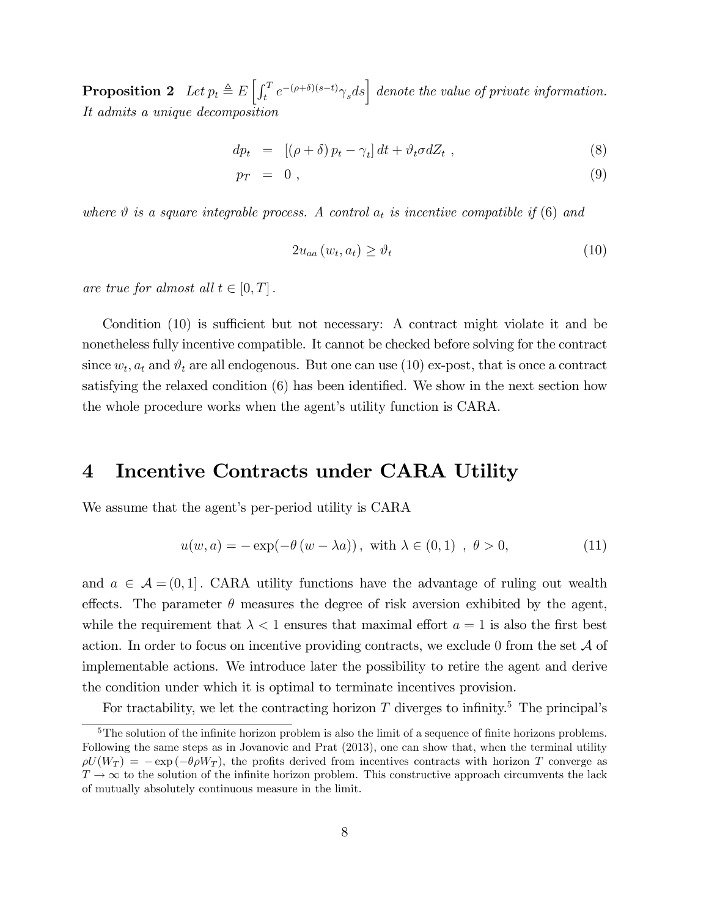**Proposition 2** *Let $p_t \triangleq E\left[\int_t^T e^{-(\rho+\delta)(s-t)}\gamma_s ds\right]$ denote the value of private information. It admits a unique decomposition*

$$dp_t = [(\rho+\delta)p_t - \gamma_t]\,dt + \vartheta_t \sigma dZ_t \ , \tag{8}$$

$$p_T = 0 \ , \tag{9}$$

*where $\vartheta$ is a square integrable process. A control $a_t$ is incentive compatible if* (6) *and*

$$2u_{aa}(w_t, a_t) \geq \vartheta_t \tag{10}$$

*are true for almost all $t \in [0, T]$.*

Condition (10) is sufficient but not necessary: A contract might violate it and be nonetheless fully incentive compatible. It cannot be checked before solving for the contract since $w_t, a_t$ and $\vartheta_t$ are all endogenous. But one can use (10) ex-post, that is once a contract satisfying the relaxed condition (6) has been identified. We show in the next section how the whole procedure works when the agent's utility function is CARA.

# 4 Incentive Contracts under CARA Utility

We assume that the agent's per-period utility is CARA

$$u(w, a) = -\exp(-\theta(w - \lambda a)), \text{ with } \lambda \in (0, 1) \ , \ \theta > 0, \tag{11}$$

and $a \in \mathcal{A} = (0, 1]$. CARA utility functions have the advantage of ruling out wealth effects. The parameter $\theta$ measures the degree of risk aversion exhibited by the agent, while the requirement that $\lambda < 1$ ensures that maximal effort $a = 1$ is also the first best action. In order to focus on incentive providing contracts, we exclude 0 from the set $\mathcal{A}$ of implementable actions. We introduce later the possibility to retire the agent and derive the condition under which it is optimal to terminate incentives provision.

For tractability, we let the contracting horizon $T$ diverges to infinity.[5] The principal's

[5] The solution of the infinite horizon problem is also the limit of a sequence of finite horizons problems. Following the same steps as in Jovanovic and Prat (2013), one can show that, when the terminal utility $\rho U(W_T) = -\exp(-\theta\rho W_T)$, the profits derived from incentives contracts with horizon $T$ converge as $T \to \infty$ to the solution of the infinite horizon problem. This constructive approach circumvents the lack of mutually absolutely continuous measure in the limit.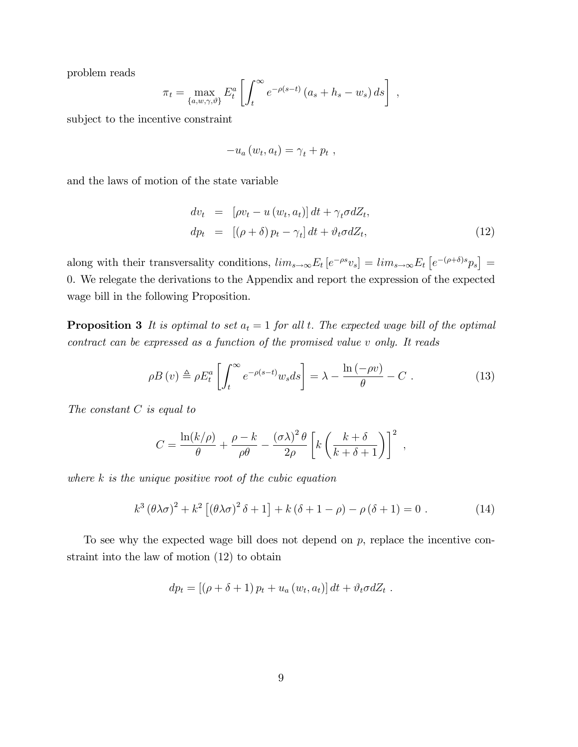problem reads

$$\pi_t = \max_{\{a,w,\gamma,\vartheta\}} E_t^a \left[ \int_t^\infty e^{-\rho(s-t)} \left( a_s + h_s - w_s \right) ds \right] ,$$

subject to the incentive constraint

$$-u_a \left( w_t, a_t \right) = \gamma_t + p_t ,$$

and the laws of motion of the state variable

$$\begin{aligned} dv_t &= \left[ \rho v_t - u \left( w_t, a_t \right) \right] dt + \gamma_t \sigma dZ_t, \\ dp_t &= \left[ \left( \rho + \delta \right) p_t - \gamma_t \right] dt + \vartheta_t \sigma dZ_t, \end{aligned} \tag{12}$$

along with their transversality conditions, $lim_{s \to \infty} E_t \left[ e^{-\rho s} v_s \right] = lim_{s \to \infty} E_t \left[ e^{-(\rho+\delta)s} p_s \right] = 0$. We relegate the derivations to the Appendix and report the expression of the expected wage bill in the following Proposition.

**Proposition 3** *It is optimal to set $a_t = 1$ for all $t$. The expected wage bill of the optimal contract can be expressed as a function of the promised value $v$ only. It reads*

$$\rho B \left( v \right) \triangleq \rho E_t^a \left[ \int_t^\infty e^{-\rho(s-t)} w_s ds \right] = \lambda - \frac{\ln \left( -\rho v \right)}{\theta} - C \ . \tag{13}$$

*The constant $C$ is equal to*

$$C = \frac{\ln(k/\rho)}{\theta} + \frac{\rho - k}{\rho \theta} - \frac{\left( \sigma \lambda \right)^2 \theta}{2 \rho} \left[ k \left( \frac{k + \delta}{k + \delta + 1} \right) \right]^2 ,$$

*where $k$ is the unique positive root of the cubic equation*

$$k^3 \left( \theta \lambda \sigma \right)^2 + k^2 \left[ \left( \theta \lambda \sigma \right)^2 \delta + 1 \right] + k \left( \delta + 1 - \rho \right) - \rho \left( \delta + 1 \right) = 0 \ . \tag{14}$$

To see why the expected wage bill does not depend on $p$, replace the incentive constraint into the law of motion (12) to obtain

$$dp_t = \left[ \left( \rho + \delta + 1 \right) p_t + u_a \left( w_t, a_t \right) \right] dt + \vartheta_t \sigma dZ_t \ .$$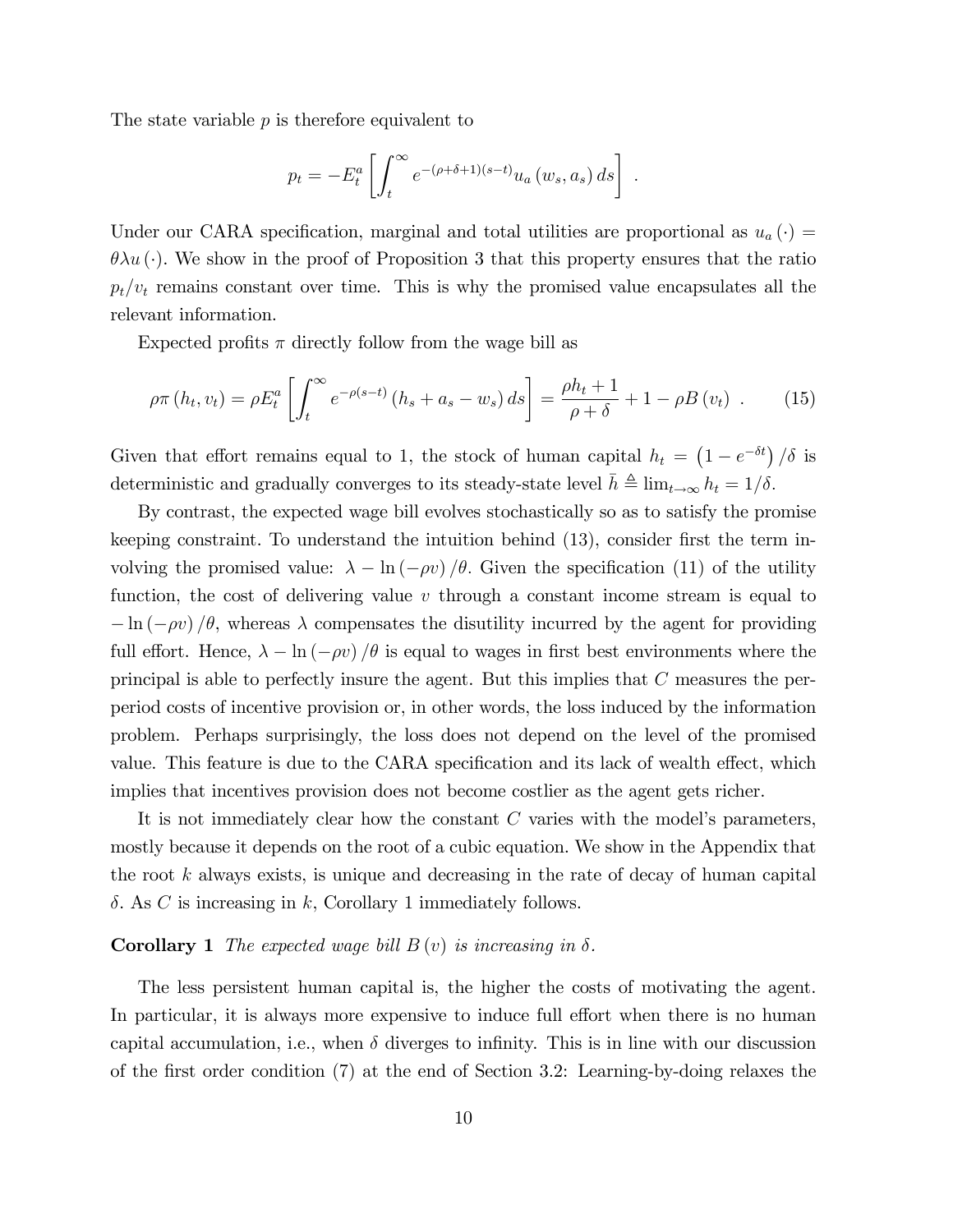The state variable $p$ is therefore equivalent to

$$p_t = -E_t^a \left[ \int_t^\infty e^{-(\rho+\delta+1)(s-t)} u_a(w_s, a_s)\, ds \right] .$$

Under our CARA specification, marginal and total utilities are proportional as $u_a(\cdot) = \theta\lambda u(\cdot)$. We show in the proof of Proposition 3 that this property ensures that the ratio $p_t/v_t$ remains constant over time. This is why the promised value encapsulates all the relevant information.

Expected profits $\pi$ directly follow from the wage bill as

$$\rho\pi(h_t, v_t) = \rho E_t^a \left[ \int_t^\infty e^{-\rho(s-t)} (h_s + a_s - w_s)\, ds \right] = \frac{\rho h_t + 1}{\rho + \delta} + 1 - \rho B(v_t) \ . \tag{15}$$

Given that effort remains equal to 1, the stock of human capital $h_t = \left(1 - e^{-\delta t}\right)/\delta$ is deterministic and gradually converges to its steady-state level $\bar{h} \triangleq \lim_{t\to\infty} h_t = 1/\delta$.

By contrast, the expected wage bill evolves stochastically so as to satisfy the promise keeping constraint. To understand the intuition behind (13), consider first the term involving the promised value: $\lambda - \ln(-\rho v)/\theta$. Given the specification (11) of the utility function, the cost of delivering value $v$ through a constant income stream is equal to $-\ln(-\rho v)/\theta$, whereas $\lambda$ compensates the disutility incurred by the agent for providing full effort. Hence, $\lambda - \ln(-\rho v)/\theta$ is equal to wages in first best environments where the principal is able to perfectly insure the agent. But this implies that $C$ measures the per-period costs of incentive provision or, in other words, the loss induced by the information problem. Perhaps surprisingly, the loss does not depend on the level of the promised value. This feature is due to the CARA specification and its lack of wealth effect, which implies that incentives provision does not become costlier as the agent gets richer.

It is not immediately clear how the constant $C$ varies with the model's parameters, mostly because it depends on the root of a cubic equation. We show in the Appendix that the root $k$ always exists, is unique and decreasing in the rate of decay of human capital $\delta$. As $C$ is increasing in $k$, Corollary 1 immediately follows.

**Corollary 1** *The expected wage bill $B(v)$ is increasing in $\delta$.*

The less persistent human capital is, the higher the costs of motivating the agent. In particular, it is always more expensive to induce full effort when there is no human capital accumulation, i.e., when $\delta$ diverges to infinity. This is in line with our discussion of the first order condition (7) at the end of Section 3.2: Learning-by-doing relaxes the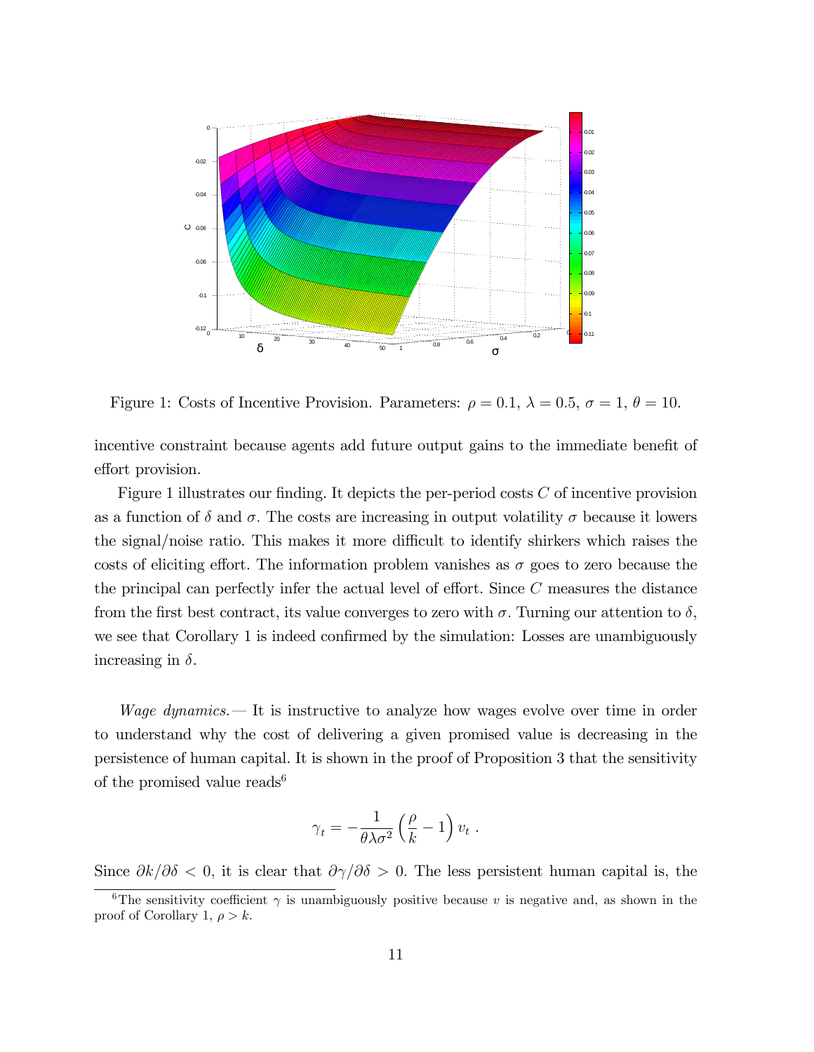Figure 1: Costs of Incentive Provision. Parameters: $\rho = 0.1$, $\lambda = 0.5$, $\sigma = 1$, $\theta = 10$.

incentive constraint because agents add future output gains to the immediate benefit of effort provision.

Figure 1 illustrates our finding. It depicts the per-period costs $C$ of incentive provision as a function of $\delta$ and $\sigma$. The costs are increasing in output volatility $\sigma$ because it lowers the signal/noise ratio. This makes it more difficult to identify shirkers which raises the costs of eliciting effort. The information problem vanishes as $\sigma$ goes to zero because the the principal can perfectly infer the actual level of effort. Since $C$ measures the distance from the first best contract, its value converges to zero with $\sigma$. Turning our attention to $\delta$, we see that Corollary 1 is indeed confirmed by the simulation: Losses are unambiguously increasing in $\delta$.

*Wage dynamics.*— It is instructive to analyze how wages evolve over time in order to understand why the cost of delivering a given promised value is decreasing in the persistence of human capital. It is shown in the proof of Proposition 3 that the sensitivity of the promised value reads[6]

$$\gamma_t = -\frac{1}{\theta \lambda \sigma^2} \left( \frac{\rho}{k} - 1 \right) v_t \ .$$

Since $\partial k / \partial \delta < 0$, it is clear that $\partial \gamma / \partial \delta > 0$. The less persistent human capital is, the

[6] The sensitivity coefficient $\gamma$ is unambiguously positive because $v$ is negative and, as shown in the proof of Corollary 1, $\rho > k$.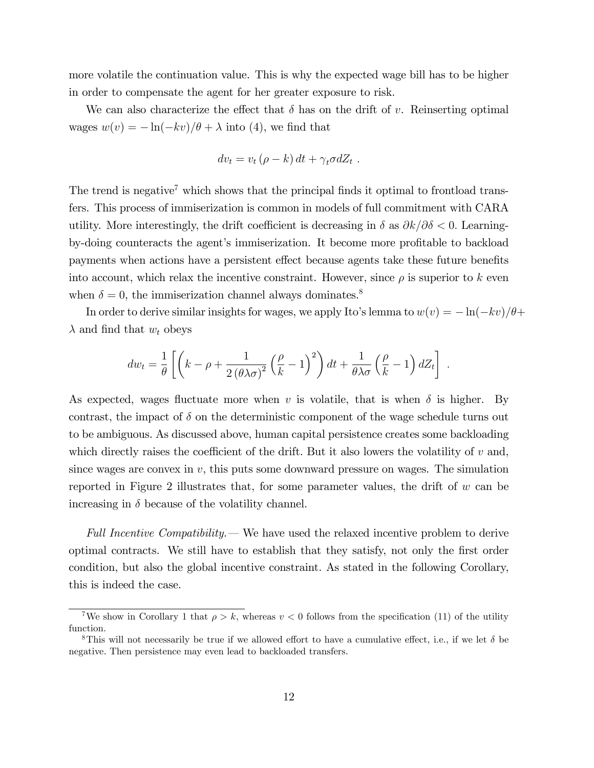more volatile the continuation value. This is why the expected wage bill has to be higher in order to compensate the agent for her greater exposure to risk.

We can also characterize the effect that $\delta$ has on the drift of $v$. Reinserting optimal wages $w(v) = -\ln(-kv)/\theta + \lambda$ into (4), we find that

$$dv_t = v_t\,(\rho - k)\,dt + \gamma_t \sigma dZ_t\ .$$

The trend is negative[7] which shows that the principal finds it optimal to frontload transfers. This process of immiserization is common in models of full commitment with CARA utility. More interestingly, the drift coefficient is decreasing in $\delta$ as $\partial k/\partial \delta < 0$. Learning-by-doing counteracts the agent's immiserization. It become more profitable to backload payments when actions have a persistent effect because agents take these future benefits into account, which relax the incentive constraint. However, since $\rho$ is superior to $k$ even when $\delta = 0$, the immiserization channel always dominates.[8]

In order to derive similar insights for wages, we apply Ito's lemma to $w(v) = -\ln(-kv)/\theta + \lambda$ and find that $w_t$ obeys

$$dw_t = \frac{1}{\theta}\left[\left(k - \rho + \frac{1}{2\,(\theta\lambda\sigma)^2}\left(\frac{\rho}{k} - 1\right)^2\right)dt + \frac{1}{\theta\lambda\sigma}\left(\frac{\rho}{k} - 1\right)dZ_t\right]\ .$$

As expected, wages fluctuate more when $v$ is volatile, that is when $\delta$ is higher. By contrast, the impact of $\delta$ on the deterministic component of the wage schedule turns out to be ambiguous. As discussed above, human capital persistence creates some backloading which directly raises the coefficient of the drift. But it also lowers the volatility of $v$ and, since wages are convex in $v$, this puts some downward pressure on wages. The simulation reported in Figure 2 illustrates that, for some parameter values, the drift of $w$ can be increasing in $\delta$ because of the volatility channel.

*Full Incentive Compatibility.*— We have used the relaxed incentive problem to derive optimal contracts. We still have to establish that they satisfy, not only the first order condition, but also the global incentive constraint. As stated in the following Corollary, this is indeed the case.

---

[7] We show in Corollary 1 that $\rho > k$, whereas $v < 0$ follows from the specification (11) of the utility function.

[8] This will not necessarily be true if we allowed effort to have a cumulative effect, i.e., if we let $\delta$ be negative. Then persistence may even lead to backloaded transfers.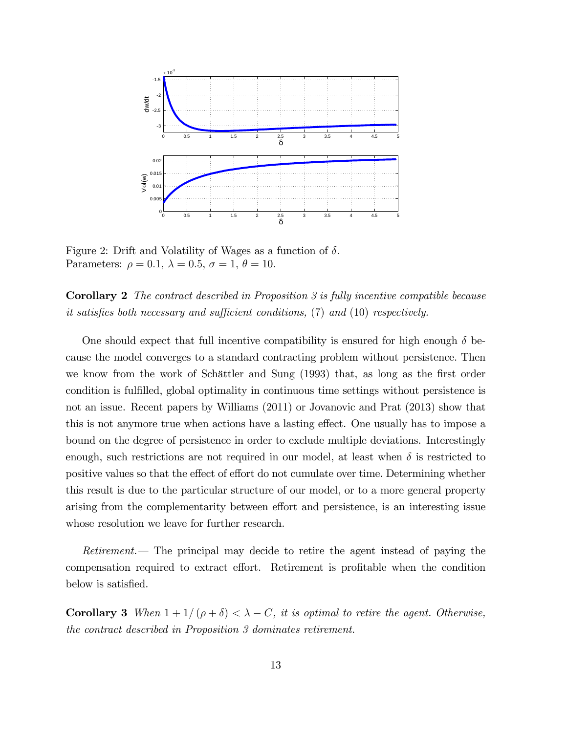Figure 2: Drift and Volatility of Wages as a function of $\delta$.
Parameters: $\rho = 0.1$, $\lambda = 0.5$, $\sigma = 1$, $\theta = 10$.

**Corollary 2** *The contract described in Proposition 3 is fully incentive compatible because it satisfies both necessary and sufficient conditions,* (7) *and* (10) *respectively.*

One should expect that full incentive compatibility is ensured for high enough $\delta$ because the model converges to a standard contracting problem without persistence. Then we know from the work of Schättler and Sung (1993) that, as long as the first order condition is fulfilled, global optimality in continuous time settings without persistence is not an issue. Recent papers by Williams (2011) or Jovanovic and Prat (2013) show that this is not anymore true when actions have a lasting effect. One usually has to impose a bound on the degree of persistence in order to exclude multiple deviations. Interestingly enough, such restrictions are not required in our model, at least when $\delta$ is restricted to positive values so that the effect of effort do not cumulate over time. Determining whether this result is due to the particular structure of our model, or to a more general property arising from the complementarity between effort and persistence, is an interesting issue whose resolution we leave for further research.

*Retirement.*— The principal may decide to retire the agent instead of paying the compensation required to extract effort. Retirement is profitable when the condition below is satisfied.

**Corollary 3** *When* $1 + 1/(\rho + \delta) < \lambda - C$, *it is optimal to retire the agent. Otherwise, the contract described in Proposition 3 dominates retirement.*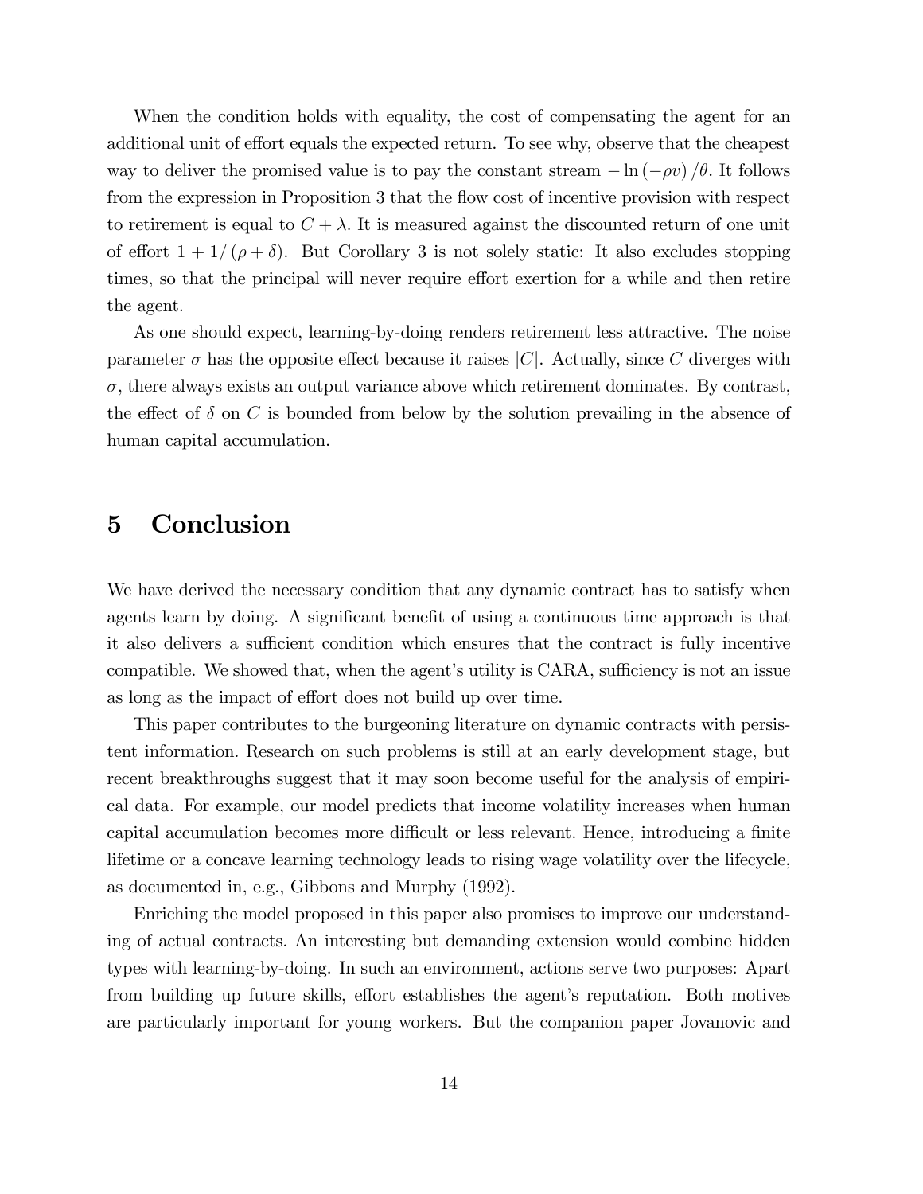When the condition holds with equality, the cost of compensating the agent for an additional unit of effort equals the expected return. To see why, observe that the cheapest way to deliver the promised value is to pay the constant stream $-\ln(-\rho v)/\theta$. It follows from the expression in Proposition 3 that the flow cost of incentive provision with respect to retirement is equal to $C + \lambda$. It is measured against the discounted return of one unit of effort $1 + 1/(\rho + \delta)$. But Corollary 3 is not solely static: It also excludes stopping times, so that the principal will never require effort exertion for a while and then retire the agent.

As one should expect, learning-by-doing renders retirement less attractive. The noise parameter $\sigma$ has the opposite effect because it raises $|C|$. Actually, since $C$ diverges with $\sigma$, there always exists an output variance above which retirement dominates. By contrast, the effect of $\delta$ on $C$ is bounded from below by the solution prevailing in the absence of human capital accumulation.

# 5 Conclusion

We have derived the necessary condition that any dynamic contract has to satisfy when agents learn by doing. A significant benefit of using a continuous time approach is that it also delivers a sufficient condition which ensures that the contract is fully incentive compatible. We showed that, when the agent's utility is CARA, sufficiency is not an issue as long as the impact of effort does not build up over time.

This paper contributes to the burgeoning literature on dynamic contracts with persistent information. Research on such problems is still at an early development stage, but recent breakthroughs suggest that it may soon become useful for the analysis of empirical data. For example, our model predicts that income volatility increases when human capital accumulation becomes more difficult or less relevant. Hence, introducing a finite lifetime or a concave learning technology leads to rising wage volatility over the lifecycle, as documented in, e.g., Gibbons and Murphy (1992).

Enriching the model proposed in this paper also promises to improve our understanding of actual contracts. An interesting but demanding extension would combine hidden types with learning-by-doing. In such an environment, actions serve two purposes: Apart from building up future skills, effort establishes the agent's reputation. Both motives are particularly important for young workers. But the companion paper Jovanovic and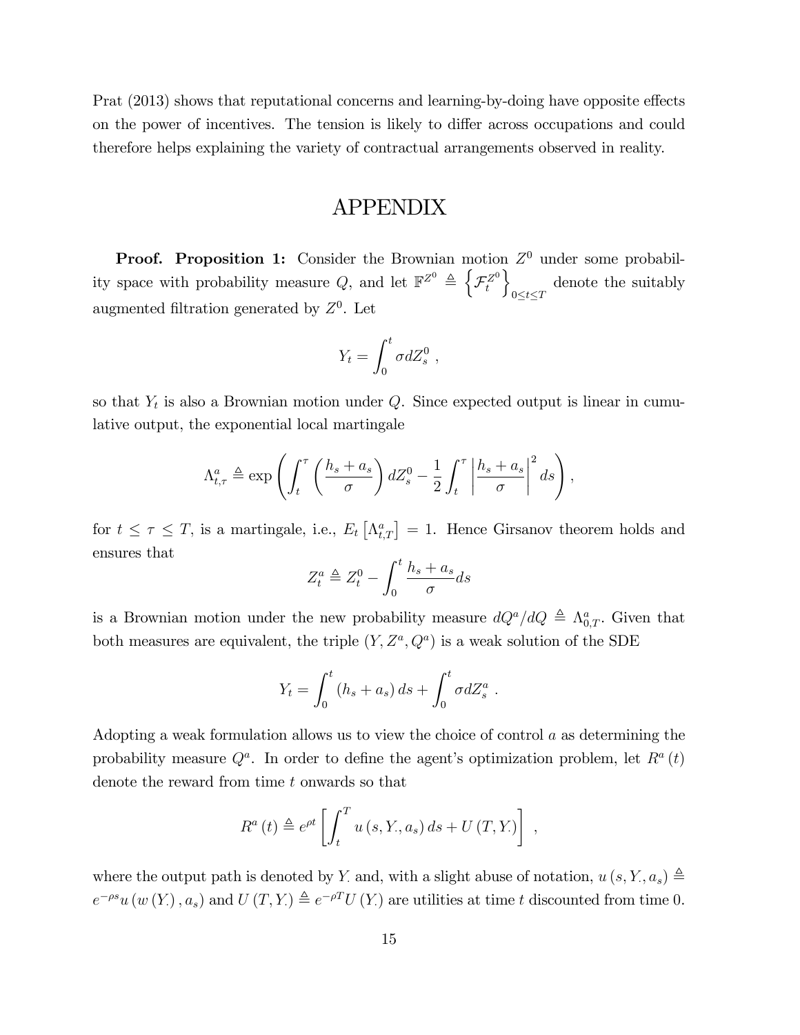Prat (2013) shows that reputational concerns and learning-by-doing have opposite effects on the power of incentives. The tension is likely to differ across occupations and could therefore helps explaining the variety of contractual arrangements observed in reality.

# APPENDIX

**Proof. Proposition 1:** Consider the Brownian motion $Z^0$ under some probability space with probability measure $Q$, and let $\mathbb{F}^{Z^0} \triangleq \left\{\mathcal{F}_t^{Z^0}\right\}_{0\leq t\leq T}$ denote the suitably augmented filtration generated by $Z^0$. Let

$$Y_t = \int_0^t \sigma dZ_s^0 \ ,$$

so that $Y_t$ is also a Brownian motion under $Q$. Since expected output is linear in cumulative output, the exponential local martingale

$$\Lambda_{t,\tau}^a \triangleq \exp\left(\int_t^\tau \left(\frac{h_s + a_s}{\sigma}\right) dZ_s^0 - \frac{1}{2}\int_t^\tau \left|\frac{h_s + a_s}{\sigma}\right|^2 ds\right),$$

for $t \leq \tau \leq T$, is a martingale, i.e., $E_t\left[\Lambda_{t,T}^a\right] = 1$. Hence Girsanov theorem holds and ensures that

$$Z_t^a \triangleq Z_t^0 - \int_0^t \frac{h_s + a_s}{\sigma} ds$$

is a Brownian motion under the new probability measure $dQ^a/dQ \triangleq \Lambda_{0,T}^a$. Given that both measures are equivalent, the triple $(Y, Z^a, Q^a)$ is a weak solution of the SDE

$$Y_t = \int_0^t (h_s + a_s)\, ds + \int_0^t \sigma dZ_s^a \ .$$

Adopting a weak formulation allows us to view the choice of control $a$ as determining the probability measure $Q^a$. In order to define the agent's optimization problem, let $R^a(t)$ denote the reward from time $t$ onwards so that

$$R^a(t) \triangleq e^{\rho t}\left[\int_t^T u(s, Y_\cdot, a_s)\, ds + U(T, Y_\cdot)\right] \ ,$$

where the output path is denoted by $Y_\cdot$ and, with a slight abuse of notation, $u(s, Y_\cdot, a_s) \triangleq e^{-\rho s} u(w(Y_\cdot), a_s)$ and $U(T, Y_\cdot) \triangleq e^{-\rho T} U(Y_\cdot)$ are utilities at time $t$ discounted from time 0.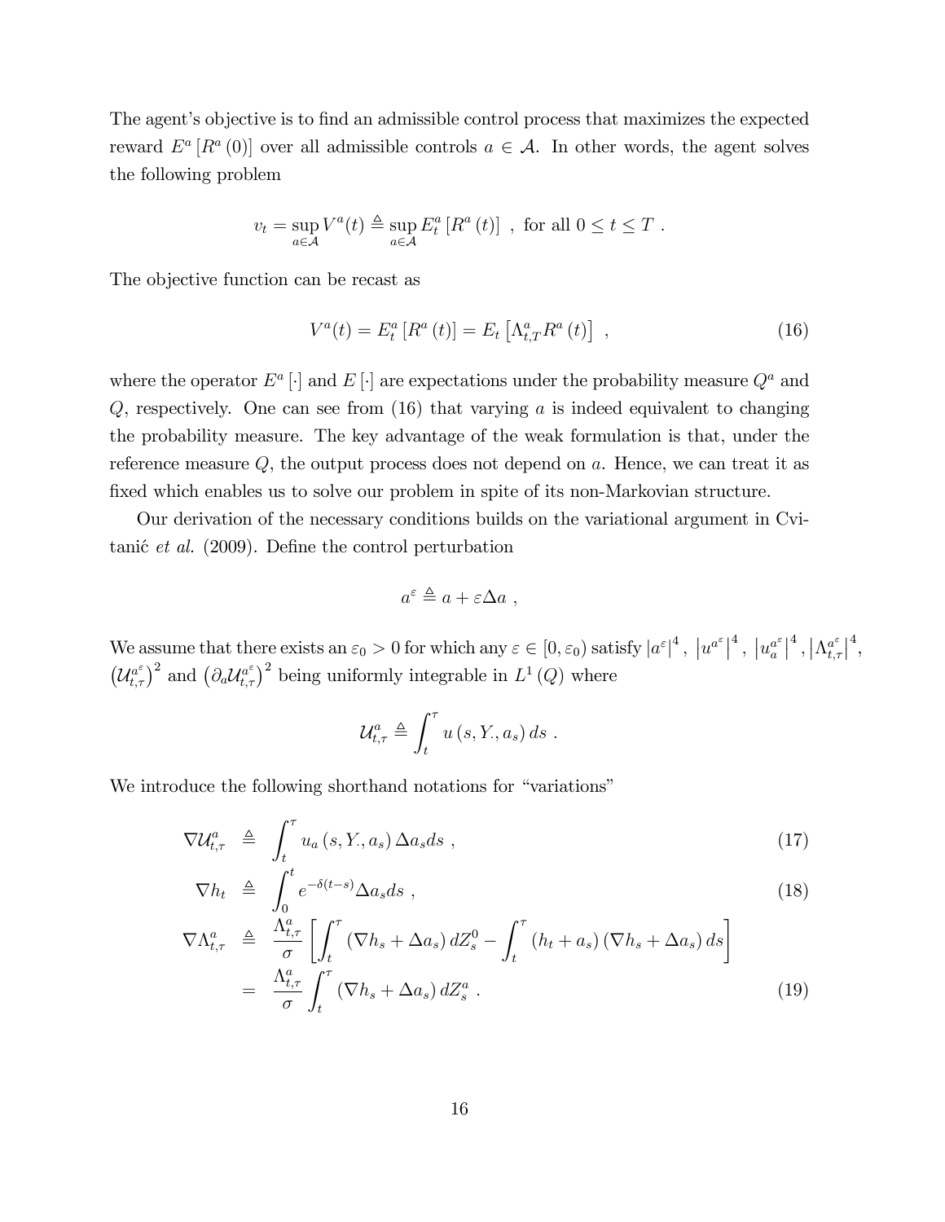The agent's objective is to find an admissible control process that maximizes the expected reward $E^a[R^a(0)]$ over all admissible controls $a \in \mathcal{A}$. In other words, the agent solves the following problem

$$v_t = \sup_{a \in \mathcal{A}} V^a(t) \triangleq \sup_{a \in \mathcal{A}} E_t^a[R^a(t)] \ , \text{ for all } 0 \le t \le T \ .$$

The objective function can be recast as

$$V^a(t) = E_t^a[R^a(t)] = E_t\left[\Lambda_{t,T}^a R^a(t)\right] \ , \tag{16}$$

where the operator $E^a[\cdot]$ and $E[\cdot]$ are expectations under the probability measure $Q^a$ and $Q$, respectively. One can see from (16) that varying $a$ is indeed equivalent to changing the probability measure. The key advantage of the weak formulation is that, under the reference measure $Q$, the output process does not depend on $a$. Hence, we can treat it as fixed which enables us to solve our problem in spite of its non-Markovian structure.

Our derivation of the necessary conditions builds on the variational argument in Cvitanić *et al.* (2009). Define the control perturbation

$$a^\varepsilon \triangleq a + \varepsilon \Delta a \ ,$$

We assume that there exists an $\varepsilon_0 > 0$ for which any $\varepsilon \in [0, \varepsilon_0)$ satisfy $|a^\varepsilon|^4$, $\left|u^{a^\varepsilon}\right|^4$, $\left|u_a^{a^\varepsilon}\right|^4$, $\left|\Lambda_{t,\tau}^{a^\varepsilon}\right|^4$, $\left(\mathcal{U}_{t,\tau}^{a^\varepsilon}\right)^2$ and $\left(\partial_a \mathcal{U}_{t,\tau}^{a^\varepsilon}\right)^2$ being uniformly integrable in $L^1(Q)$ where

$$\mathcal{U}_{t,\tau}^a \triangleq \int_t^\tau u(s, Y_\cdot, a_s)\, ds \ .$$

We introduce the following shorthand notations for "variations"

$$\nabla \mathcal{U}_{t,\tau}^a \triangleq \int_t^\tau u_a(s, Y_\cdot, a_s)\, \Delta a_s ds \ , \tag{17}$$

$$\nabla h_t \triangleq \int_0^t e^{-\delta(t-s)} \Delta a_s ds \ , \tag{18}$$

$$\begin{aligned} \nabla \Lambda_{t,\tau}^a &\triangleq \frac{\Lambda_{t,\tau}^a}{\sigma}\left[\int_t^\tau (\nabla h_s + \Delta a_s)\, dZ_s^0 - \int_t^\tau (h_t + a_s)(\nabla h_s + \Delta a_s)\, ds\right] \\ &= \frac{\Lambda_{t,\tau}^a}{\sigma} \int_t^\tau (\nabla h_s + \Delta a_s)\, dZ_s^a \ . \end{aligned} \tag{19}$$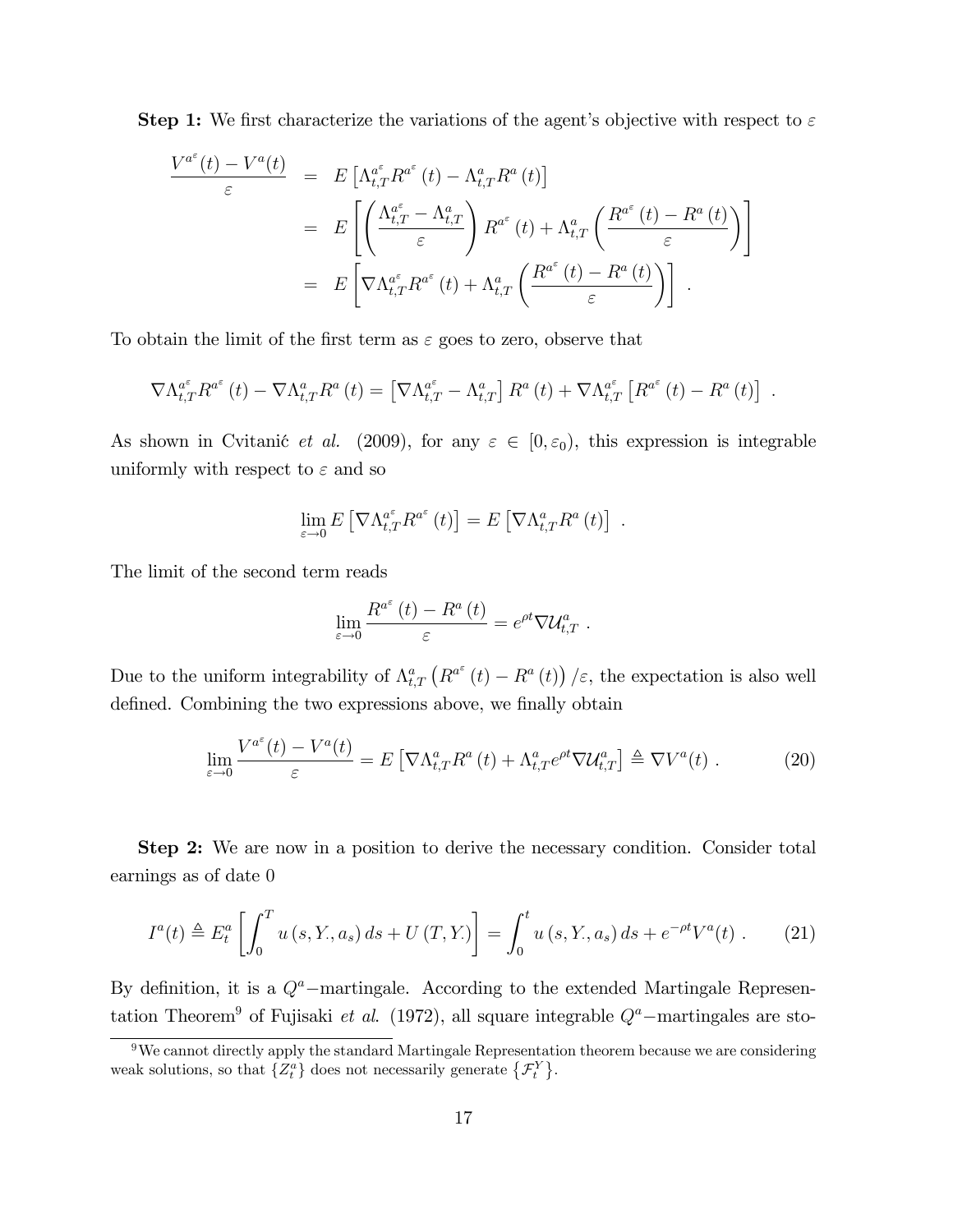**Step 1:** We first characterize the variations of the agent's objective with respect to $\varepsilon$

$$
\begin{aligned}
\frac{V^{a^\varepsilon}(t) - V^a(t)}{\varepsilon} &= E\left[\Lambda^{a^\varepsilon}_{t,T} R^{a^\varepsilon}(t) - \Lambda^a_{t,T} R^a(t)\right] \\
&= E\left[\left(\frac{\Lambda^{a^\varepsilon}_{t,T} - \Lambda^a_{t,T}}{\varepsilon}\right) R^{a^\varepsilon}(t) + \Lambda^a_{t,T}\left(\frac{R^{a^\varepsilon}(t) - R^a(t)}{\varepsilon}\right)\right] \\
&= E\left[\nabla\Lambda^{a^\varepsilon}_{t,T} R^{a^\varepsilon}(t) + \Lambda^a_{t,T}\left(\frac{R^{a^\varepsilon}(t) - R^a(t)}{\varepsilon}\right)\right] \ .
\end{aligned}
$$

To obtain the limit of the first term as $\varepsilon$ goes to zero, observe that

$$
\nabla\Lambda^{a^\varepsilon}_{t,T} R^{a^\varepsilon}(t) - \nabla\Lambda^a_{t,T} R^a(t) = \left[\nabla\Lambda^{a^\varepsilon}_{t,T} - \Lambda^a_{t,T}\right] R^a(t) + \nabla\Lambda^{a^\varepsilon}_{t,T}\left[R^{a^\varepsilon}(t) - R^a(t)\right] \ .
$$

As shown in Cvitanić *et al.* (2009), for any $\varepsilon \in [0, \varepsilon_0)$, this expression is integrable uniformly with respect to $\varepsilon$ and so

$$
\lim_{\varepsilon\to 0} E\left[\nabla\Lambda^{a^\varepsilon}_{t,T} R^{a^\varepsilon}(t)\right] = E\left[\nabla\Lambda^a_{t,T} R^a(t)\right] \ .
$$

The limit of the second term reads

$$
\lim_{\varepsilon\to 0} \frac{R^{a^\varepsilon}(t) - R^a(t)}{\varepsilon} = e^{\rho t}\nabla\mathcal{U}^a_{t,T} \ .
$$

Due to the uniform integrability of $\Lambda^a_{t,T}\left(R^{a^\varepsilon}(t) - R^a(t)\right)/\varepsilon$, the expectation is also well defined. Combining the two expressions above, we finally obtain

$$
\lim_{\varepsilon\to 0} \frac{V^{a^\varepsilon}(t) - V^a(t)}{\varepsilon} = E\left[\nabla\Lambda^a_{t,T} R^a(t) + \Lambda^a_{t,T} e^{\rho t}\nabla\mathcal{U}^a_{t,T}\right] \triangleq \nabla V^a(t) \ . \tag{20}
$$

**Step 2:** We are now in a position to derive the necessary condition. Consider total earnings as of date 0

$$
I^a(t) \triangleq E^a_t\left[\int_0^T u(s, Y_\cdot, a_s)\, ds + U(T, Y_\cdot)\right] = \int_0^t u(s, Y_\cdot, a_s)\, ds + e^{-\rho t} V^a(t) \ . \tag{21}
$$

By definition, it is a $Q^a$−martingale. According to the extended Martingale Representation Theorem[9] of Fujisaki *et al.* (1972), all square integrable $Q^a$−martingales are sto-

[9] We cannot directly apply the standard Martingale Representation theorem because we are considering weak solutions, so that $\{Z^a_t\}$ does not necessarily generate $\{\mathcal{F}^Y_t\}$.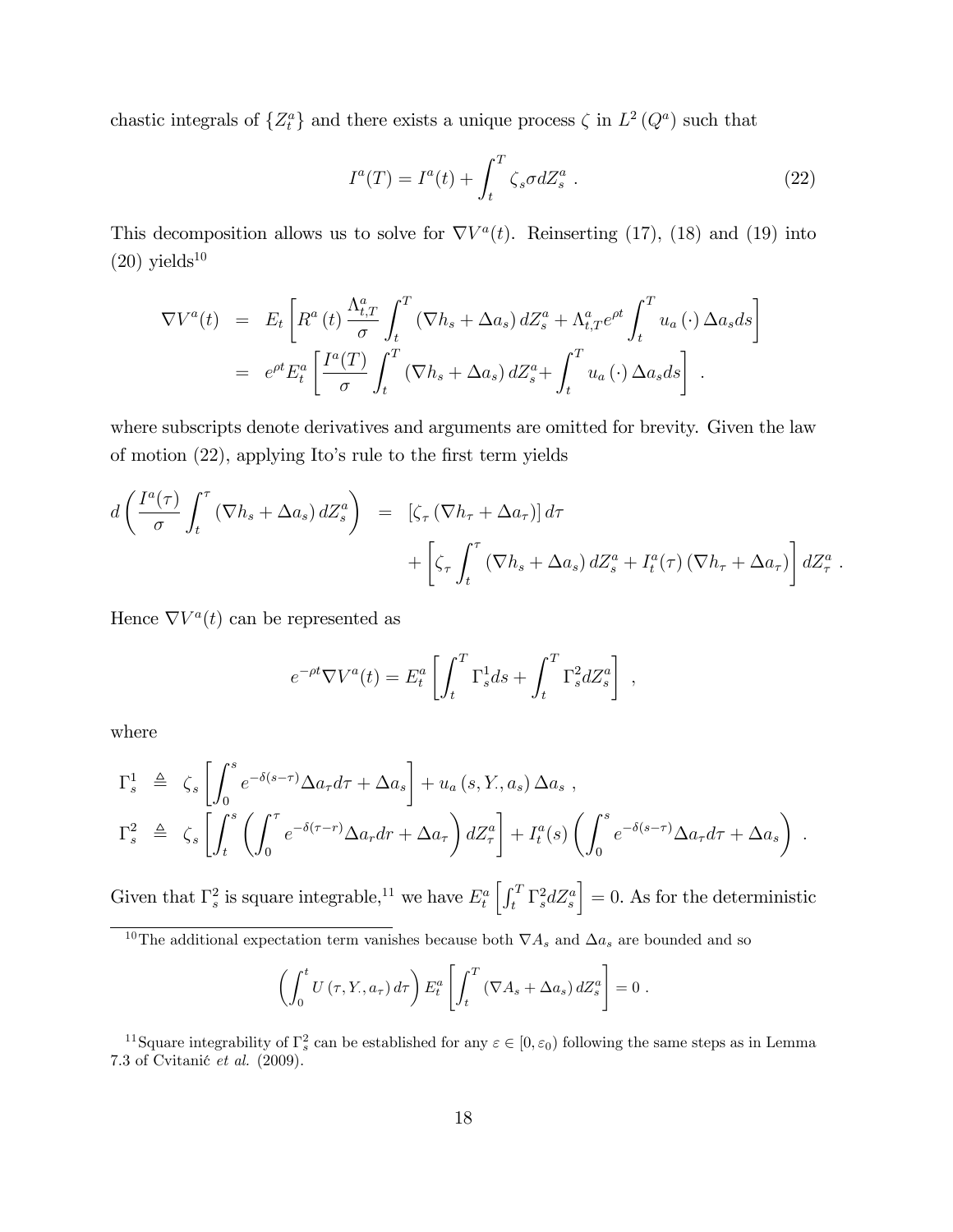chastic integrals of $\{Z_t^a\}$ and there exists a unique process $\zeta$ in $L^2(Q^a)$ such that

$$I^a(T) = I^a(t) + \int_t^T \zeta_s \sigma dZ_s^a \; . \tag{22}$$

This decomposition allows us to solve for $\nabla V^a(t)$. Reinserting (17), (18) and (19) into (20) yields[10]

$$\begin{aligned}
\nabla V^a(t) &= E_t \left[ R^a(t) \frac{\Lambda^a_{t,T}}{\sigma} \int_t^T (\nabla h_s + \Delta a_s) \, dZ_s^a + \Lambda^a_{t,T} e^{\rho t} \int_t^T u_a(\cdot) \, \Delta a_s ds \right] \\
&= e^{\rho t} E_t^a \left[ \frac{I^a(T)}{\sigma} \int_t^T (\nabla h_s + \Delta a_s) \, dZ_s^a + \int_t^T u_a(\cdot) \, \Delta a_s ds \right] \; .
\end{aligned}$$

where subscripts denote derivatives and arguments are omitted for brevity. Given the law of motion (22), applying Ito's rule to the first term yields

$$\begin{aligned}
d\left( \frac{I^a(\tau)}{\sigma} \int_t^\tau (\nabla h_s + \Delta a_s) \, dZ_s^a \right) &= [\zeta_\tau (\nabla h_\tau + \Delta a_\tau)] \, d\tau \\
&\quad + \left[ \zeta_\tau \int_t^\tau (\nabla h_s + \Delta a_s) \, dZ_s^a + I_t^a(\tau) (\nabla h_\tau + \Delta a_\tau) \right] dZ_\tau^a \; .
\end{aligned}$$

Hence $\nabla V^a(t)$ can be represented as

$$e^{-\rho t} \nabla V^a(t) = E_t^a \left[ \int_t^T \Gamma_s^1 ds + \int_t^T \Gamma_s^2 dZ_s^a \right] \; ,$$

where

$$\begin{aligned}
\Gamma_s^1 &\triangleq \zeta_s \left[ \int_0^s e^{-\delta(s-\tau)} \Delta a_\tau d\tau + \Delta a_s \right] + u_a(s, Y_., a_s) \, \Delta a_s \; , \\
\Gamma_s^2 &\triangleq \zeta_s \left[ \int_t^s \left( \int_0^\tau e^{-\delta(\tau - r)} \Delta a_r dr + \Delta a_\tau \right) dZ_\tau^a \right] + I_t^a(s) \left( \int_0^s e^{-\delta(s-\tau)} \Delta a_\tau d\tau + \Delta a_s \right) \; .
\end{aligned}$$

Given that $\Gamma_s^2$ is square integrable,[11] we have $E_t^a \left[ \int_t^T \Gamma_s^2 dZ_s^a \right] = 0$. As for the deterministic

---

[10] The additional expectation term vanishes because both $\nabla A_s$ and $\Delta a_s$ are bounded and so

$$\left( \int_0^t U(\tau, Y_., a_\tau) \, d\tau \right) E_t^a \left[ \int_t^T (\nabla A_s + \Delta a_s) \, dZ_s^a \right] = 0 \; .$$

[11] Square integrability of $\Gamma_s^2$ can be established for any $\varepsilon \in [0, \varepsilon_0)$ following the same steps as in Lemma 7.3 of Cvitanić *et al.* (2009).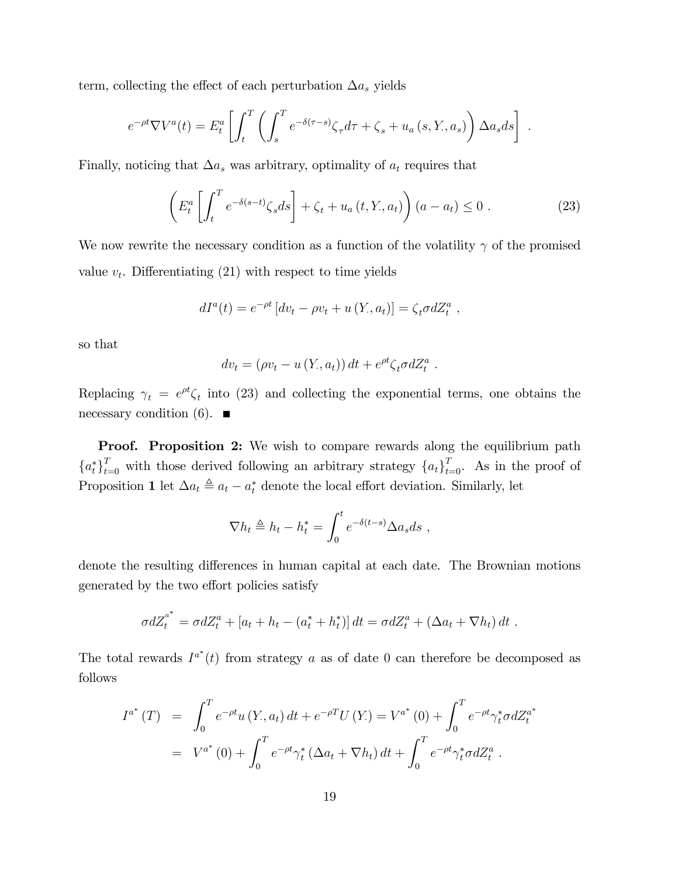term, collecting the effect of each perturbation $\Delta a_s$ yields

$$e^{-\rho t}\nabla V^a(t) = E_t^a\left[\int_t^T \left(\int_s^T e^{-\delta(\tau-s)}\zeta_\tau d\tau + \zeta_s + u_a\left(s, Y_., a_s\right)\right)\Delta a_s ds\right] \ .$$

Finally, noticing that $\Delta a_s$ was arbitrary, optimality of $a_t$ requires that

$$\left(E_t^a\left[\int_t^T e^{-\delta(s-t)}\zeta_s ds\right] + \zeta_t + u_a\left(t, Y_., a_t\right)\right)(a - a_t) \leq 0 \ . \tag{23}$$

We now rewrite the necessary condition as a function of the volatility $\gamma$ of the promised value $v_t$. Differentiating (21) with respect to time yields

$$dI^a(t) = e^{-\rho t}\left[dv_t - \rho v_t + u\left(Y_., a_t\right)\right] = \zeta_t \sigma dZ_t^a \ ,$$

so that

$$dv_t = \left(\rho v_t - u\left(Y_., a_t\right)\right)dt + e^{\rho t}\zeta_t \sigma dZ_t^a \ .$$

Replacing $\gamma_t = e^{\rho t}\zeta_t$ into (23) and collecting the exponential terms, one obtains the necessary condition (6). ■

**Proof. Proposition 2:** We wish to compare rewards along the equilibrium path $\{a_t^*\}_{t=0}^T$ with those derived following an arbitrary strategy $\{a_t\}_{t=0}^T$. As in the proof of Proposition **1** let $\Delta a_t \triangleq a_t - a_t^*$ denote the local effort deviation. Similarly, let

$$\nabla h_t \triangleq h_t - h_t^* = \int_0^t e^{-\delta(t-s)}\Delta a_s ds \ ,$$

denote the resulting differences in human capital at each date. The Brownian motions generated by the two effort policies satisfy

$$\sigma dZ_t^{a^*} = \sigma dZ_t^a + \left[a_t + h_t - (a_t^* + h_t^*)\right]dt = \sigma dZ_t^a + \left(\Delta a_t + \nabla h_t\right)dt \ .$$

The total rewards $I^{a^*}(t)$ from strategy $a$ as of date 0 can therefore be decomposed as follows

$$\begin{aligned}
I^{a^*}(T) &= \int_0^T e^{-\rho t}u\left(Y_., a_t\right)dt + e^{-\rho T}U\left(Y_.\right) = V^{a^*}(0) + \int_0^T e^{-\rho t}\gamma_t^* \sigma dZ_t^{a^*} \\
&= V^{a^*}(0) + \int_0^T e^{-\rho t}\gamma_t^*\left(\Delta a_t + \nabla h_t\right)dt + \int_0^T e^{-\rho t}\gamma_t^* \sigma dZ_t^a \ .
\end{aligned}$$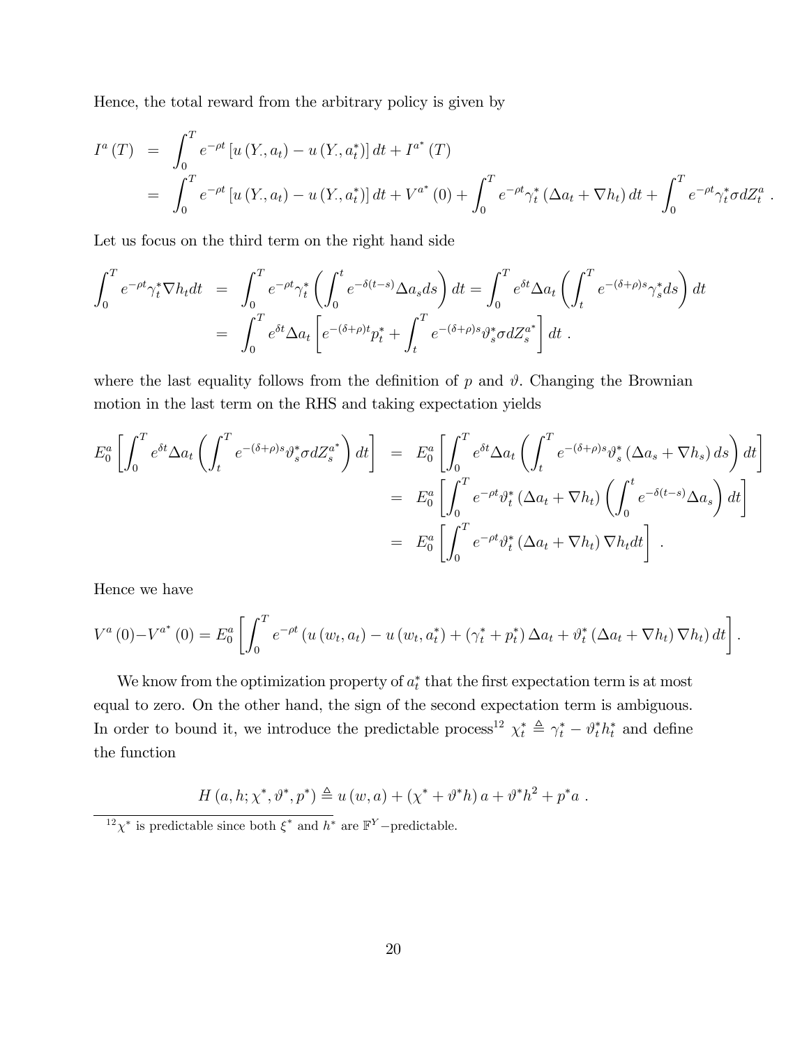Hence, the total reward from the arbitrary policy is given by

$$
\begin{aligned}
I^{a}(T) &= \int_0^T e^{-\rho t}\left[u(Y_{\cdot},a_t)-u(Y_{\cdot},a_t^*)\right]dt + I^{a^*}(T) \\
&= \int_0^T e^{-\rho t}\left[u(Y_{\cdot},a_t)-u(Y_{\cdot},a_t^*)\right]dt + V^{a^*}(0) + \int_0^T e^{-\rho t}\gamma_t^*\left(\Delta a_t + \nabla h_t\right)dt + \int_0^T e^{-\rho t}\gamma_t^*\sigma dZ_t^a \ .
\end{aligned}
$$

Let us focus on the third term on the right hand side

$$
\begin{aligned}
\int_0^T e^{-\rho t}\gamma_t^*\nabla h_t dt &= \int_0^T e^{-\rho t}\gamma_t^*\left(\int_0^t e^{-\delta(t-s)}\Delta a_s ds\right)dt = \int_0^T e^{\delta t}\Delta a_t\left(\int_t^T e^{-(\delta+\rho)s}\gamma_s^* ds\right)dt \\
&= \int_0^T e^{\delta t}\Delta a_t\left[e^{-(\delta+\rho)t}p_t^* + \int_t^T e^{-(\delta+\rho)s}\vartheta_s^*\sigma dZ_s^{a^*}\right]dt \ .
\end{aligned}
$$

where the last equality follows from the definition of $p$ and $\vartheta$. Changing the Brownian motion in the last term on the RHS and taking expectation yields

$$
\begin{aligned}
E_0^a\left[\int_0^T e^{\delta t}\Delta a_t\left(\int_t^T e^{-(\delta+\rho)s}\vartheta_s^*\sigma dZ_s^{a^*}\right)dt\right] &= E_0^a\left[\int_0^T e^{\delta t}\Delta a_t\left(\int_t^T e^{-(\delta+\rho)s}\vartheta_s^*\left(\Delta a_s+\nabla h_s\right)ds\right)dt\right] \\
&= E_0^a\left[\int_0^T e^{-\rho t}\vartheta_t^*\left(\Delta a_t+\nabla h_t\right)\left(\int_0^t e^{-\delta(t-s)}\Delta a_s\right)dt\right] \\
&= E_0^a\left[\int_0^T e^{-\rho t}\vartheta_t^*\left(\Delta a_t+\nabla h_t\right)\nabla h_t dt\right] \ .
\end{aligned}
$$

Hence we have

$$
V^a(0)-V^{a^*}(0) = E_0^a\left[\int_0^T e^{-\rho t}\left(u(w_t,a_t)-u(w_t,a_t^*)+\left(\gamma_t^*+p_t^*\right)\Delta a_t + \vartheta_t^*\left(\Delta a_t+\nabla h_t\right)\nabla h_t\right)dt\right].
$$

We know from the optimization property of $a_t^*$ that the first expectation term is at most equal to zero. On the other hand, the sign of the second expectation term is ambiguous. In order to bound it, we introduce the predictable process[12] $\chi_t^* \triangleq \gamma_t^* - \vartheta_t^* h_t^*$ and define the function

$$
H\left(a,h;\chi^*,\vartheta^*,p^*\right) \triangleq u(w,a) + \left(\chi^*+\vartheta^* h\right)a + \vartheta^* h^2 + p^* a \ .
$$

[12] $\chi^*$ is predictable since both $\xi^*$ and $h^*$ are $\mathbb{F}^Y-$predictable.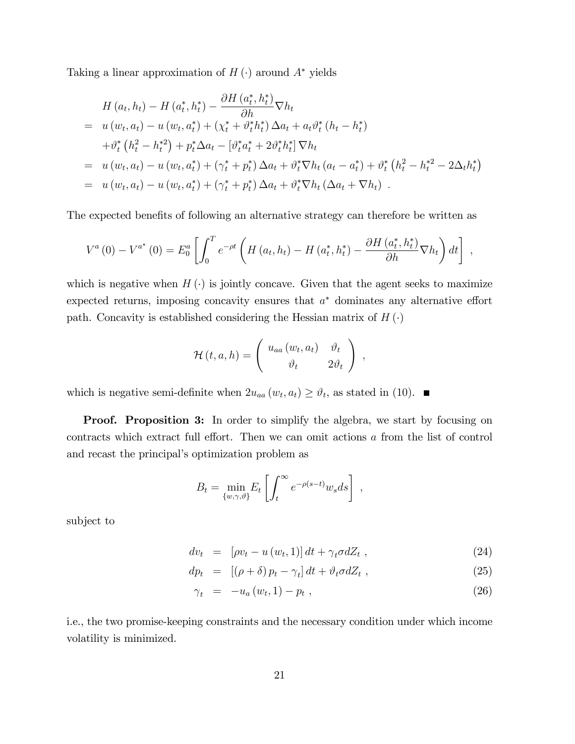Taking a linear approximation of $H(\cdot)$ around $A^*$ yields

$$
\begin{aligned}
& H(a_t, h_t) - H(a_t^*, h_t^*) - \frac{\partial H(a_t^*, h_t^*)}{\partial h} \nabla h_t \\
= \;& u(w_t, a_t) - u(w_t, a_t^*) + (\chi_t^* + \vartheta_t^* h_t^*) \Delta a_t + a_t \vartheta_t^* (h_t - h_t^*) \\
& + \vartheta_t^* \left(h_t^2 - h_t^{*2}\right) + p_t^* \Delta a_t - \left[\vartheta_t^* a_t^* + 2\vartheta_t^* h_t^*\right] \nabla h_t \\
= \;& u(w_t, a_t) - u(w_t, a_t^*) + (\gamma_t^* + p_t^*) \Delta a_t + \vartheta_t^* \nabla h_t (a_t - a_t^*) + \vartheta_t^* \left(h_t^2 - h_t^{*2} - 2\Delta_t h_t^*\right) \\
= \;& u(w_t, a_t) - u(w_t, a_t^*) + (\gamma_t^* + p_t^*) \Delta a_t + \vartheta_t^* \nabla h_t (\Delta a_t + \nabla h_t) \; .
\end{aligned}
$$

The expected benefits of following an alternative strategy can therefore be written as

$$
V^a(0) - V^{a^*}(0) = E_0^a \left[ \int_0^T e^{-\rho t} \left( H(a_t, h_t) - H(a_t^*, h_t^*) - \frac{\partial H(a_t^*, h_t^*)}{\partial h} \nabla h_t \right) dt \right] \; ,
$$

which is negative when $H(\cdot)$ is jointly concave. Given that the agent seeks to maximize expected returns, imposing concavity ensures that $a^*$ dominates any alternative effort path. Concavity is established considering the Hessian matrix of $H(\cdot)$

$$
\mathcal{H}(t, a, h) = \begin{pmatrix} u_{aa}(w_t, a_t) & \vartheta_t \\ \vartheta_t & 2\vartheta_t \end{pmatrix} \; ,
$$

which is negative semi-definite when $2u_{aa}(w_t, a_t) \geq \vartheta_t$, as stated in (10). ■

**Proof. Proposition 3:** In order to simplify the algebra, we start by focusing on contracts which extract full effort. Then we can omit actions $a$ from the list of control and recast the principal's optimization problem as

$$
B_t = \min_{\{w, \gamma, \vartheta\}} E_t \left[ \int_t^\infty e^{-\rho(s-t)} w_s ds \right] \; ,
$$

subject to

$$
\begin{aligned}
dv_t &= \left[\rho v_t - u(w_t, 1)\right] dt + \gamma_t \sigma dZ_t \; , && (24) \\
dp_t &= \left[(\rho + \delta) p_t - \gamma_t\right] dt + \vartheta_t \sigma dZ_t \; , && (25) \\
\gamma_t &= -u_a(w_t, 1) - p_t \; , && (26)
\end{aligned}
$$

i.e., the two promise-keeping constraints and the necessary condition under which income volatility is minimized.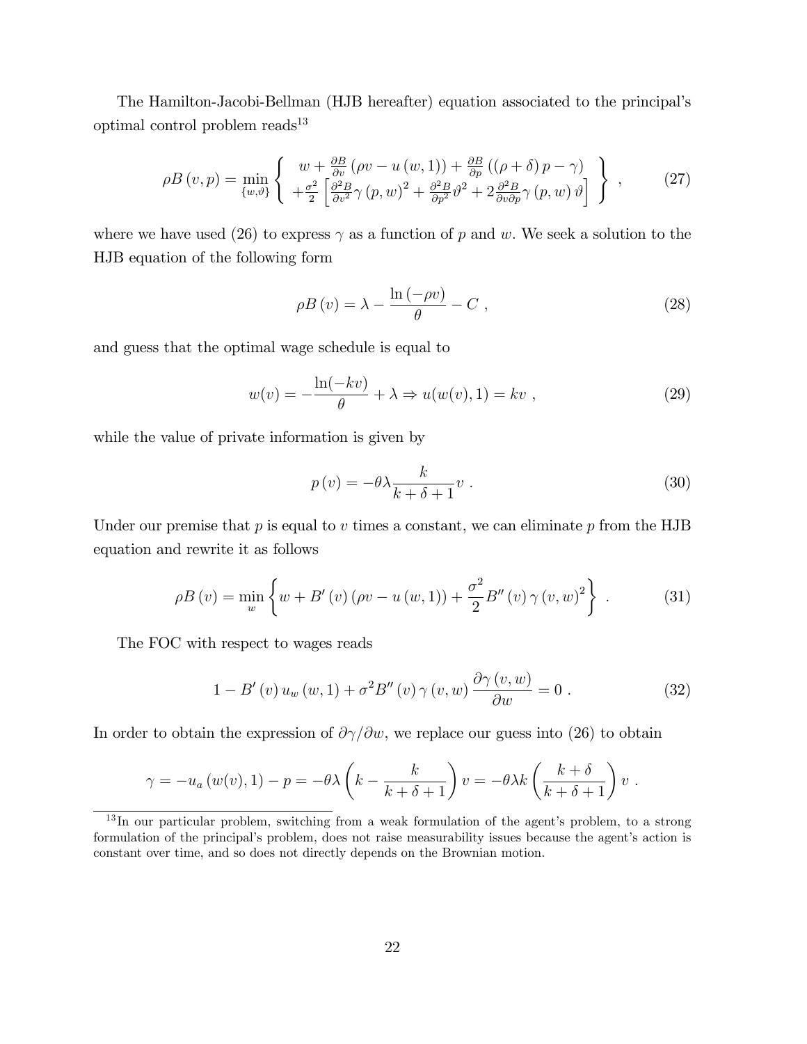The Hamilton-Jacobi-Bellman (HJB hereafter) equation associated to the principal's optimal control problem reads[13]

$$\rho B(v,p) = \min_{\{w,\vartheta\}} \left\{ \begin{array}{c} w + \frac{\partial B}{\partial v}(\rho v - u(w,1)) + \frac{\partial B}{\partial p}((\rho+\delta)p - \gamma) \\ + \frac{\sigma^2}{2}\left[\frac{\partial^2 B}{\partial v^2}\gamma(p,w)^2 + \frac{\partial^2 B}{\partial p^2}\vartheta^2 + 2\frac{\partial^2 B}{\partial v \partial p}\gamma(p,w)\vartheta\right] \end{array} \right\} , \tag{27}$$

where we have used (26) to express $\gamma$ as a function of $p$ and $w$. We seek a solution to the HJB equation of the following form

$$\rho B(v) = \lambda - \frac{\ln(-\rho v)}{\theta} - C , \tag{28}$$

and guess that the optimal wage schedule is equal to

$$w(v) = -\frac{\ln(-kv)}{\theta} + \lambda \Rightarrow u(w(v),1) = kv , \tag{29}$$

while the value of private information is given by

$$p(v) = -\theta\lambda\frac{k}{k+\delta+1}v . \tag{30}$$

Under our premise that $p$ is equal to $v$ times a constant, we can eliminate $p$ from the HJB equation and rewrite it as follows

$$\rho B(v) = \min_{w}\left\{ w + B'(v)(\rho v - u(w,1)) + \frac{\sigma^2}{2}B''(v)\gamma(v,w)^2 \right\} . \tag{31}$$

The FOC with respect to wages reads

$$1 - B'(v)u_w(w,1) + \sigma^2 B''(v)\gamma(v,w)\frac{\partial \gamma(v,w)}{\partial w} = 0 . \tag{32}$$

In order to obtain the expression of $\partial\gamma/\partial w$, we replace our guess into (26) to obtain

$$\gamma = -u_a(w(v),1) - p = -\theta\lambda\left(k - \frac{k}{k+\delta+1}\right)v = -\theta\lambda k\left(\frac{k+\delta}{k+\delta+1}\right)v .$$

[13] In our particular problem, switching from a weak formulation of the agent's problem, to a strong formulation of the principal's problem, does not raise measurability issues because the agent's action is constant over time, and so does not directly depends on the Brownian motion.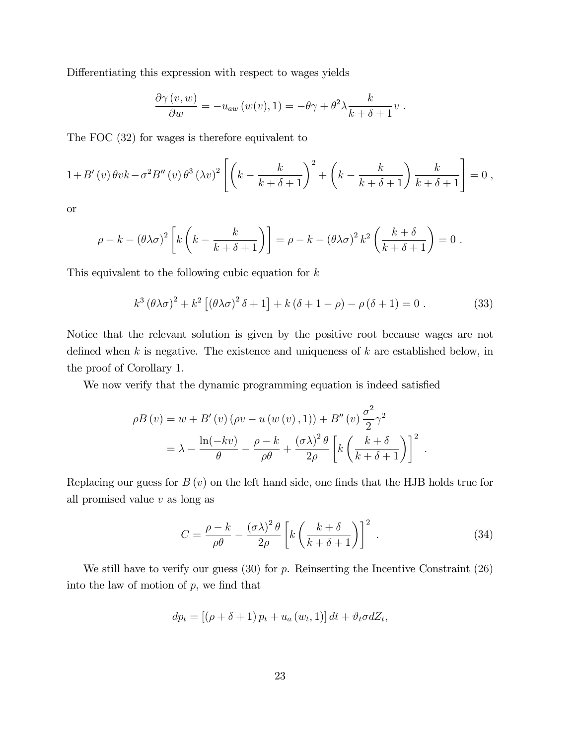Differentiating this expression with respect to wages yields

$$\frac{\partial \gamma(v,w)}{\partial w} = -u_{aw}(w(v),1) = -\theta\gamma + \theta^2 \lambda \frac{k}{k+\delta+1} v \ .$$

The FOC (32) for wages is therefore equivalent to

$$1+B'(v)\theta v k - \sigma^2 B''(v)\theta^3(\lambda v)^2 \left[\left(k - \frac{k}{k+\delta+1}\right)^2 + \left(k - \frac{k}{k+\delta+1}\right)\frac{k}{k+\delta+1}\right] = 0 \ ,$$

or

$$\rho - k - (\theta\lambda\sigma)^2 \left[k\left(k - \frac{k}{k+\delta+1}\right)\right] = \rho - k - (\theta\lambda\sigma)^2 k^2 \left(\frac{k+\delta}{k+\delta+1}\right) = 0 \ .$$

This equivalent to the following cubic equation for $k$

$$k^3(\theta\lambda\sigma)^2 + k^2\left[(\theta\lambda\sigma)^2\delta + 1\right] + k(\delta+1-\rho) - \rho(\delta+1) = 0 \ . \tag{33}$$

Notice that the relevant solution is given by the positive root because wages are not defined when $k$ is negative. The existence and uniqueness of $k$ are established below, in the proof of Corollary 1.

We now verify that the dynamic programming equation is indeed satisfied

$$\begin{aligned}
\rho B(v) &= w + B'(v)(\rho v - u(w(v),1)) + B''(v)\frac{\sigma^2}{2}\gamma^2 \\
&= \lambda - \frac{\ln(-kv)}{\theta} - \frac{\rho - k}{\rho\theta} + \frac{(\sigma\lambda)^2\theta}{2\rho}\left[k\left(\frac{k+\delta}{k+\delta+1}\right)\right]^2 \ .
\end{aligned}$$

Replacing our guess for $B(v)$ on the left hand side, one finds that the HJB holds true for all promised value $v$ as long as

$$C = \frac{\rho - k}{\rho\theta} - \frac{(\sigma\lambda)^2\theta}{2\rho}\left[k\left(\frac{k+\delta}{k+\delta+1}\right)\right]^2 \ . \tag{34}$$

We still have to verify our guess (30) for $p$. Reinserting the Incentive Constraint (26) into the law of motion of $p$, we find that

$$dp_t = \left[(\rho+\delta+1)p_t + u_a(w_t,1)\right]dt + \vartheta_t \sigma dZ_t,$$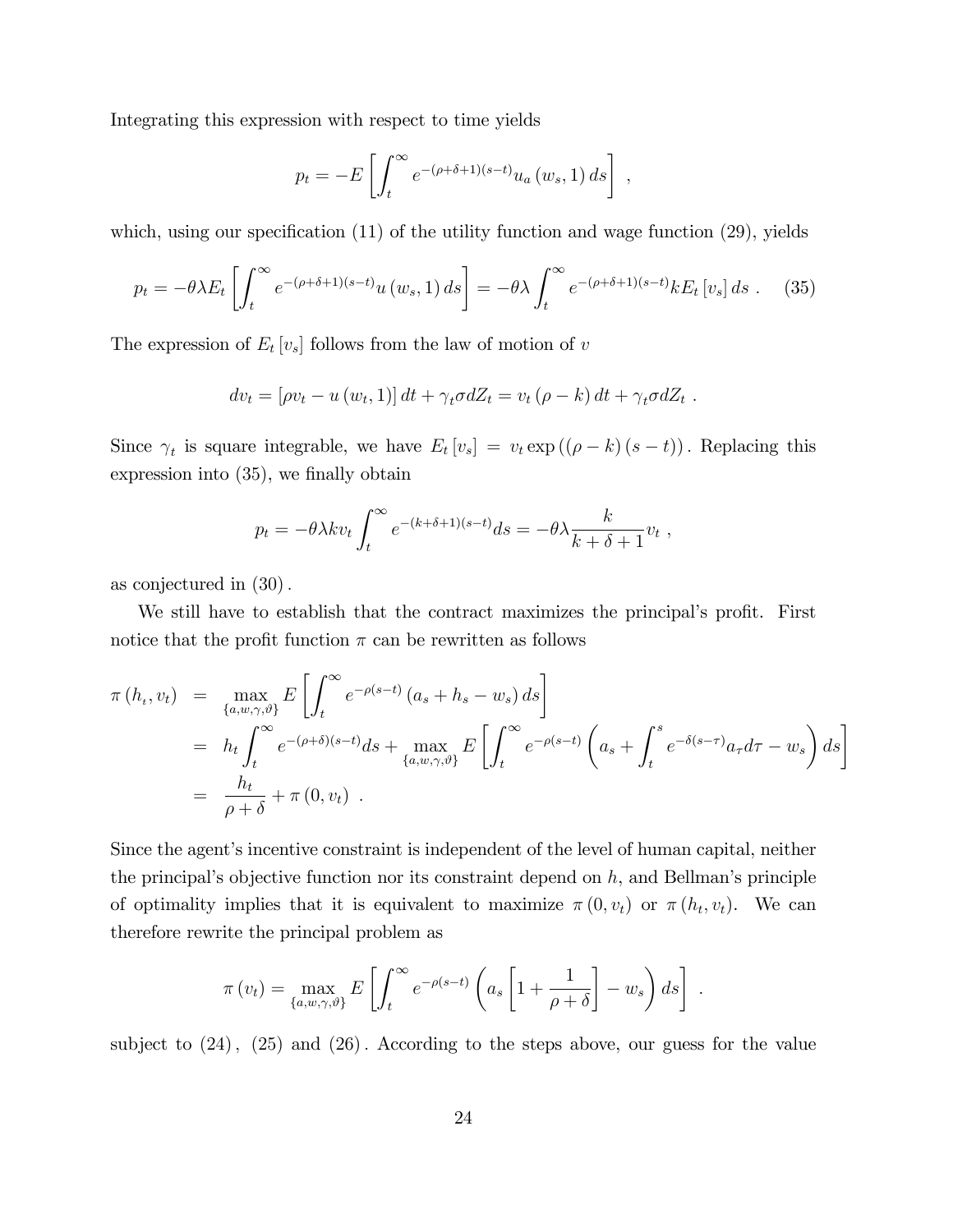Integrating this expression with respect to time yields

$$p_t = -E\left[\int_t^\infty e^{-(\rho+\delta+1)(s-t)} u_a\left(w_s, 1\right) ds\right] \ ,$$

which, using our specification (11) of the utility function and wage function (29), yields

$$p_t = -\theta\lambda E_t\left[\int_t^\infty e^{-(\rho+\delta+1)(s-t)} u\left(w_s, 1\right) ds\right] = -\theta\lambda \int_t^\infty e^{-(\rho+\delta+1)(s-t)} k E_t\left[v_s\right] ds \ . \quad (35)$$

The expression of $E_t\left[v_s\right]$ follows from the law of motion of $v$

$$dv_t = \left[\rho v_t - u\left(w_t, 1\right)\right] dt + \gamma_t \sigma dZ_t = v_t\left(\rho - k\right) dt + \gamma_t \sigma dZ_t \ .$$

Since $\gamma_t$ is square integrable, we have $E_t\left[v_s\right] = v_t \exp\left(\left(\rho - k\right)\left(s - t\right)\right)$. Replacing this expression into (35), we finally obtain

$$p_t = -\theta\lambda k v_t \int_t^\infty e^{-(k+\delta+1)(s-t)} ds = -\theta\lambda \frac{k}{k+\delta+1} v_t \ ,$$

as conjectured in (30).

We still have to establish that the contract maximizes the principal's profit. First notice that the profit function $\pi$ can be rewritten as follows

$$\begin{aligned}
\pi\left(h_t, v_t\right) &= \max_{\{a,w,\gamma,\vartheta\}} E\left[\int_t^\infty e^{-\rho(s-t)}\left(a_s + h_s - w_s\right) ds\right] \\
&= h_t \int_t^\infty e^{-(\rho+\delta)(s-t)} ds + \max_{\{a,w,\gamma,\vartheta\}} E\left[\int_t^\infty e^{-\rho(s-t)}\left(a_s + \int_t^s e^{-\delta(s-\tau)} a_\tau d\tau - w_s\right) ds\right] \\
&= \frac{h_t}{\rho+\delta} + \pi\left(0, v_t\right) \ .
\end{aligned}$$

Since the agent's incentive constraint is independent of the level of human capital, neither the principal's objective function nor its constraint depend on $h$, and Bellman's principle of optimality implies that it is equivalent to maximize $\pi\left(0, v_t\right)$ or $\pi\left(h_t, v_t\right)$. We can therefore rewrite the principal problem as

$$\pi\left(v_t\right) = \max_{\{a,w,\gamma,\vartheta\}} E\left[\int_t^\infty e^{-\rho(s-t)}\left(a_s\left[1 + \frac{1}{\rho+\delta}\right] - w_s\right) ds\right] \ .$$

subject to (24), (25) and (26). According to the steps above, our guess for the value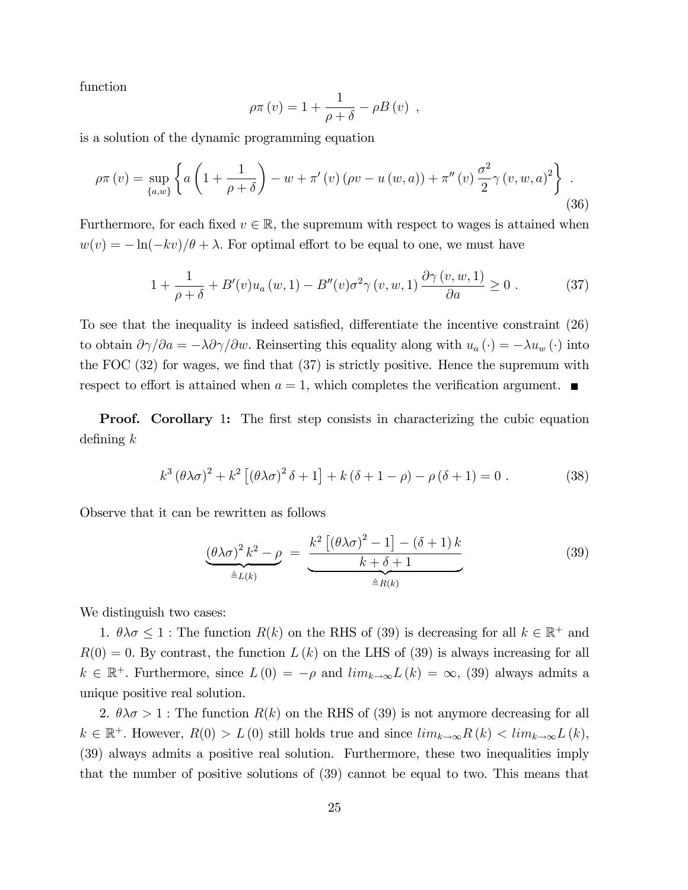function

$$\rho\pi(v) = 1 + \frac{1}{\rho+\delta} - \rho B(v) \ ,$$

is a solution of the dynamic programming equation

$$\rho\pi(v) = \sup_{\{a,w\}} \left\{ a\left(1 + \frac{1}{\rho+\delta}\right) - w + \pi'(v)\left(\rho v - u(w,a)\right) + \pi''(v)\frac{\sigma^2}{2}\gamma(v,w,a)^2 \right\} \ . \tag{36}$$

Furthermore, for each fixed $v \in \mathbb{R}$, the supremum with respect to wages is attained when $w(v) = -\ln(-kv)/\theta + \lambda$. For optimal effort to be equal to one, we must have

$$1 + \frac{1}{\rho+\delta} + B'(v)u_a(w,1) - B''(v)\sigma^2\gamma(v,w,1)\frac{\partial\gamma(v,w,1)}{\partial a} \geq 0 \ . \tag{37}$$

To see that the inequality is indeed satisfied, differentiate the incentive constraint (26) to obtain $\partial\gamma/\partial a = -\lambda\partial\gamma/\partial w$. Reinserting this equality along with $u_a(\cdot) = -\lambda u_w(\cdot)$ into the FOC (32) for wages, we find that (37) is strictly positive. Hence the supremum with respect to effort is attained when $a = 1$, which completes the verification argument. ■

**Proof. Corollary** 1**:** The first step consists in characterizing the cubic equation defining $k$

$$k^3(\theta\lambda\sigma)^2 + k^2\left[(\theta\lambda\sigma)^2\delta + 1\right] + k(\delta + 1 - \rho) - \rho(\delta+1) = 0 \ . \tag{38}$$

Observe that it can be rewritten as follows

$$\underbrace{(\theta\lambda\sigma)^2 k^2 - \rho}_{\triangleq L(k)} = \underbrace{\frac{k^2\left[(\theta\lambda\sigma)^2 - 1\right] - (\delta+1)k}{k+\delta+1}}_{\triangleq R(k)} \tag{39}$$

We distinguish two cases:

1. $\theta\lambda\sigma \leq 1$ : The function $R(k)$ on the RHS of (39) is decreasing for all $k \in \mathbb{R}^+$ and $R(0) = 0$. By contrast, the function $L(k)$ on the LHS of (39) is always increasing for all $k \in \mathbb{R}^+$. Furthermore, since $L(0) = -\rho$ and $lim_{k\to\infty}L(k) = \infty$, (39) always admits a unique positive real solution.

2. $\theta\lambda\sigma > 1$ : The function $R(k)$ on the RHS of (39) is not anymore decreasing for all $k \in \mathbb{R}^+$. However, $R(0) > L(0)$ still holds true and since $lim_{k\to\infty}R(k) < lim_{k\to\infty}L(k)$, (39) always admits a positive real solution. Furthermore, these two inequalities imply that the number of positive solutions of (39) cannot be equal to two. This means that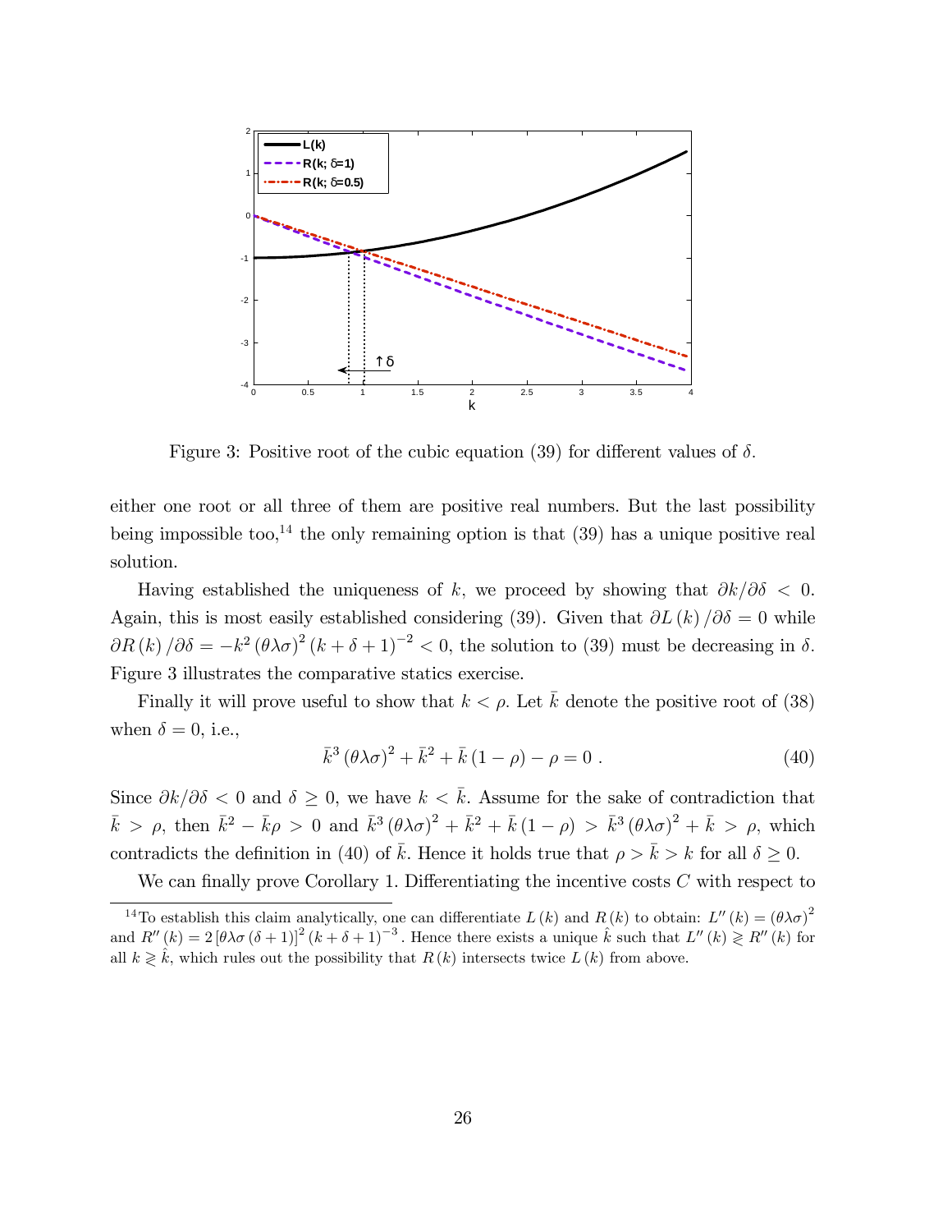Figure 3: Positive root of the cubic equation (39) for different values of $\delta$.

either one root or all three of them are positive real numbers. But the last possibility being impossible too,[14] the only remaining option is that (39) has a unique positive real solution.

Having established the uniqueness of $k$, we proceed by showing that $\partial k/\partial\delta < 0$. Again, this is most easily established considering (39). Given that $\partial L(k)/\partial\delta = 0$ while $\partial R(k)/\partial\delta = -k^2(\theta\lambda\sigma)^2(k+\delta+1)^{-2} < 0$, the solution to (39) must be decreasing in $\delta$. Figure 3 illustrates the comparative statics exercise.

Finally it will prove useful to show that $k < \rho$. Let $\bar{k}$ denote the positive root of (38) when $\delta = 0$, i.e.,

$$\bar{k}^3(\theta\lambda\sigma)^2 + \bar{k}^2 + \bar{k}(1-\rho) - \rho = 0 \ . \tag{40}$$

Since $\partial k/\partial\delta < 0$ and $\delta \geq 0$, we have $k < \bar{k}$. Assume for the sake of contradiction that $\bar{k} > \rho$, then $\bar{k}^2 - \bar{k}\rho > 0$ and $\bar{k}^3(\theta\lambda\sigma)^2 + \bar{k}^2 + \bar{k}(1-\rho) > \bar{k}^3(\theta\lambda\sigma)^2 + \bar{k} > \rho$, which contradicts the definition in (40) of $\bar{k}$. Hence it holds true that $\rho > \bar{k} > k$ for all $\delta \geq 0$.

We can finally prove Corollary 1. Differentiating the incentive costs $C$ with respect to

[14] To establish this claim analytically, one can differentiate $L(k)$ and $R(k)$ to obtain: $L''(k) = (\theta\lambda\sigma)^2$ and $R''(k) = 2[\theta\lambda\sigma(\delta+1)]^2(k+\delta+1)^{-3}$. Hence there exists a unique $\hat{k}$ such that $L''(k) \gtrless R''(k)$ for all $k \gtrless \hat{k}$, which rules out the possibility that $R(k)$ intersects twice $L(k)$ from above.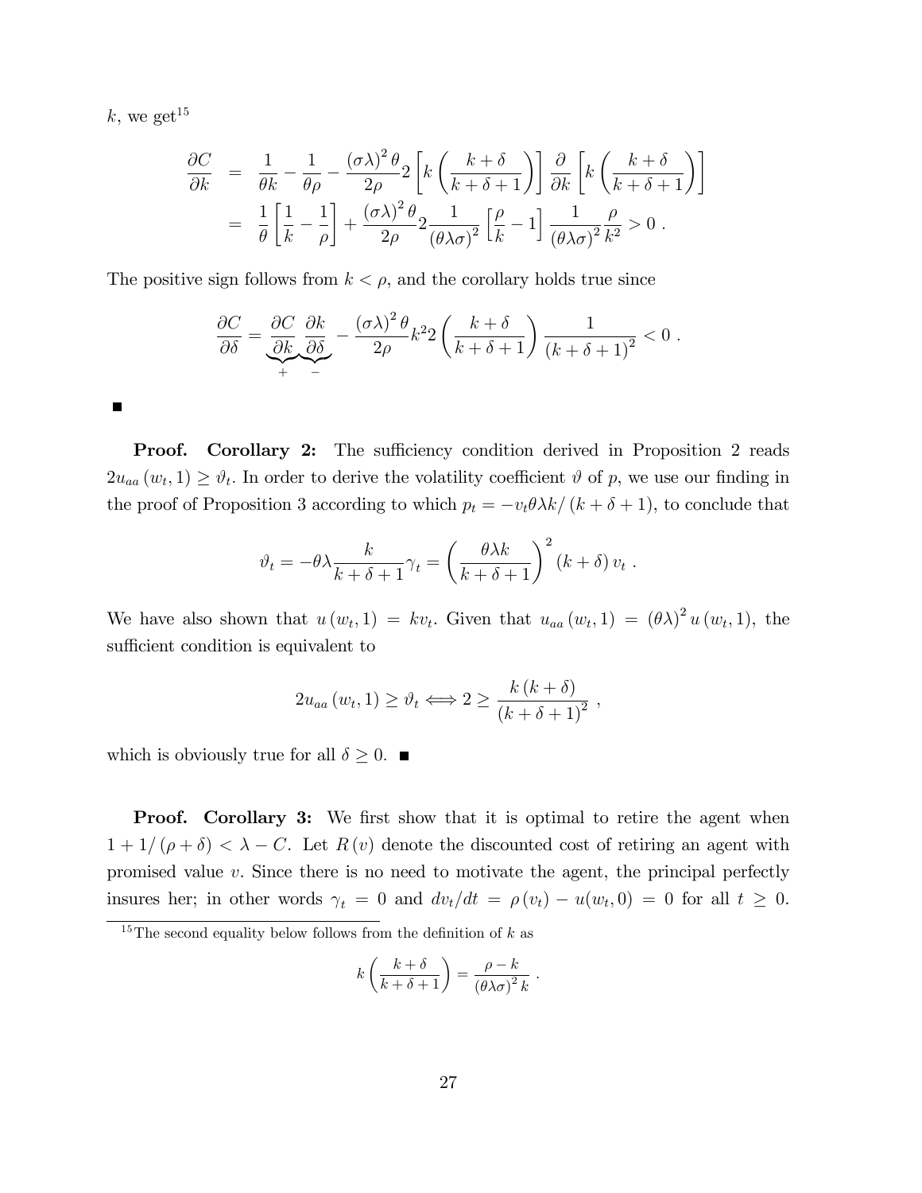$k$, we get[15]

$$
\begin{aligned}
\frac{\partial C}{\partial k} &= \frac{1}{\theta k} - \frac{1}{\theta \rho} - \frac{(\sigma\lambda)^2 \theta}{2\rho} 2 \left[ k \left( \frac{k+\delta}{k+\delta+1} \right) \right] \frac{\partial}{\partial k} \left[ k \left( \frac{k+\delta}{k+\delta+1} \right) \right] \\
&= \frac{1}{\theta} \left[ \frac{1}{k} - \frac{1}{\rho} \right] + \frac{(\sigma\lambda)^2 \theta}{2\rho} 2 \frac{1}{(\theta\lambda\sigma)^2} \left[ \frac{\rho}{k} - 1 \right] \frac{1}{(\theta\lambda\sigma)^2} \frac{\rho}{k^2} > 0 \ .
\end{aligned}
$$

The positive sign follows from $k < \rho$, and the corollary holds true since

$$
\frac{\partial C}{\partial \delta} = \underbrace{\frac{\partial C}{\partial k}}_{+} \underbrace{\frac{\partial k}{\partial \delta}}_{-} - \frac{(\sigma\lambda)^2 \theta}{2\rho} k^2 2 \left( \frac{k+\delta}{k+\delta+1} \right) \frac{1}{(k+\delta+1)^2} < 0 \ .
$$

■

**Proof. Corollary 2:** The sufficiency condition derived in Proposition 2 reads $2u_{aa}(w_t, 1) \geq \vartheta_t$. In order to derive the volatility coefficient $\vartheta$ of $p$, we use our finding in the proof of Proposition 3 according to which $p_t = -v_t \theta\lambda k / (k+\delta+1)$, to conclude that

$$
\vartheta_t = -\theta\lambda \frac{k}{k+\delta+1} \gamma_t = \left( \frac{\theta\lambda k}{k+\delta+1} \right)^2 (k+\delta) v_t \ .
$$

We have also shown that $u(w_t, 1) = k v_t$. Given that $u_{aa}(w_t, 1) = (\theta\lambda)^2 u(w_t, 1)$, the sufficient condition is equivalent to

$$
2u_{aa}(w_t, 1) \geq \vartheta_t \Longleftrightarrow 2 \geq \frac{k(k+\delta)}{(k+\delta+1)^2} \ ,
$$

which is obviously true for all $\delta \geq 0$. ■

**Proof. Corollary 3:** We first show that it is optimal to retire the agent when $1 + 1/(\rho+\delta) < \lambda - C$. Let $R(v)$ denote the discounted cost of retiring an agent with promised value $v$. Since there is no need to motivate the agent, the principal perfectly insures her; in other words $\gamma_t = 0$ and $dv_t/dt = \rho(v_t) - u(w_t, 0) = 0$ for all $t \geq 0$.

[15] The second equality below follows from the definition of $k$ as

$$
k \left( \frac{k+\delta}{k+\delta+1} \right) = \frac{\rho - k}{(\theta\lambda\sigma)^2 k} \ .
$$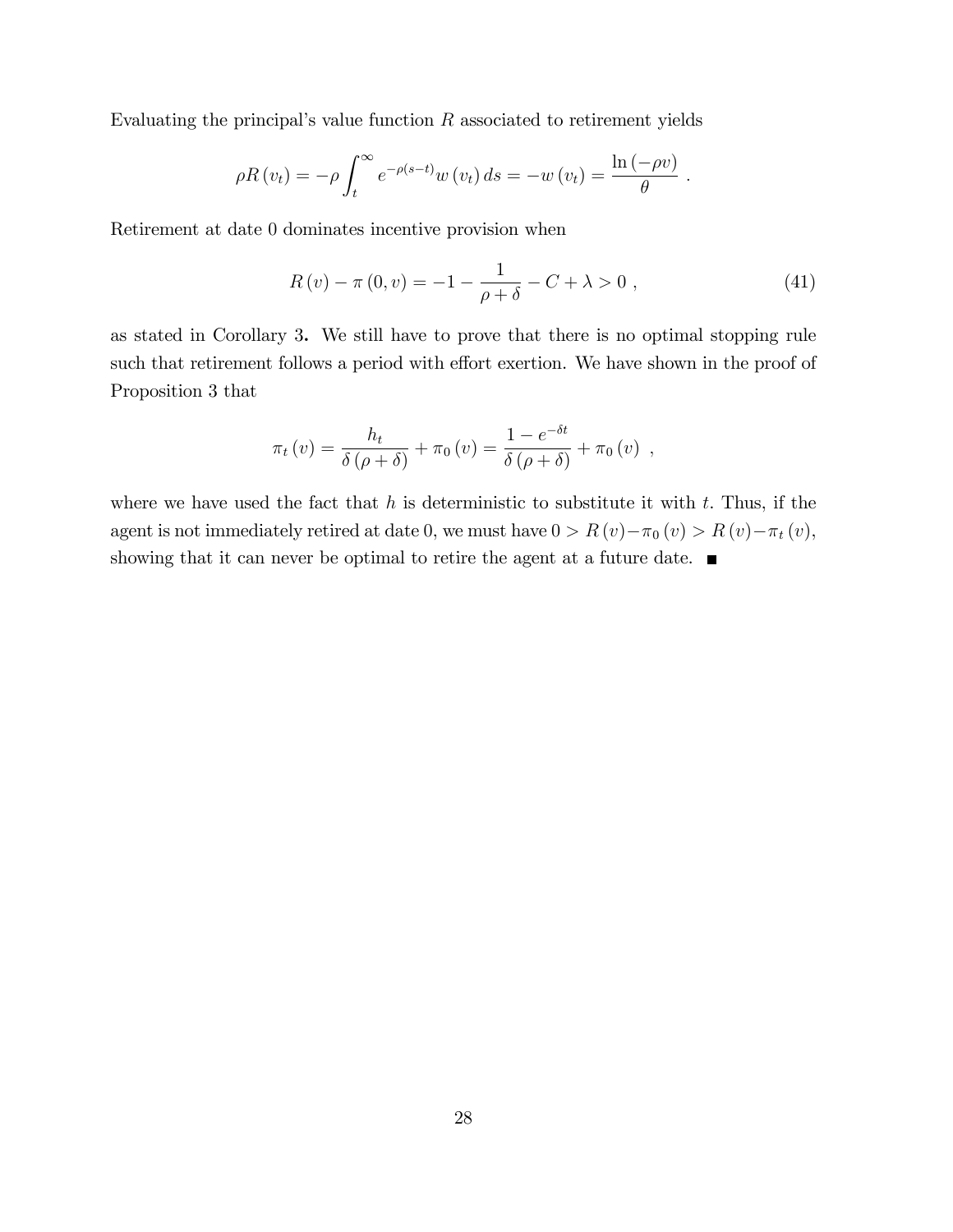Evaluating the principal's value function $R$ associated to retirement yields

$$\rho R(v_t) = -\rho \int_t^{\infty} e^{-\rho(s-t)} w(v_t)\, ds = -w(v_t) = \frac{\ln(-\rho v)}{\theta} \ .$$

Retirement at date 0 dominates incentive provision when

$$R(v) - \pi(0, v) = -1 - \frac{1}{\rho + \delta} - C + \lambda > 0 \ , \tag{41}$$

as stated in Corollary 3**.** We still have to prove that there is no optimal stopping rule such that retirement follows a period with effort exertion. We have shown in the proof of Proposition 3 that

$$\pi_t(v) = \frac{h_t}{\delta(\rho + \delta)} + \pi_0(v) = \frac{1 - e^{-\delta t}}{\delta(\rho + \delta)} + \pi_0(v) \ \ ,$$

where we have used the fact that $h$ is deterministic to substitute it with $t$. Thus, if the agent is not immediately retired at date 0, we must have $0 > R(v) - \pi_0(v) > R(v) - \pi_t(v)$, showing that it can never be optimal to retire the agent at a future date. ■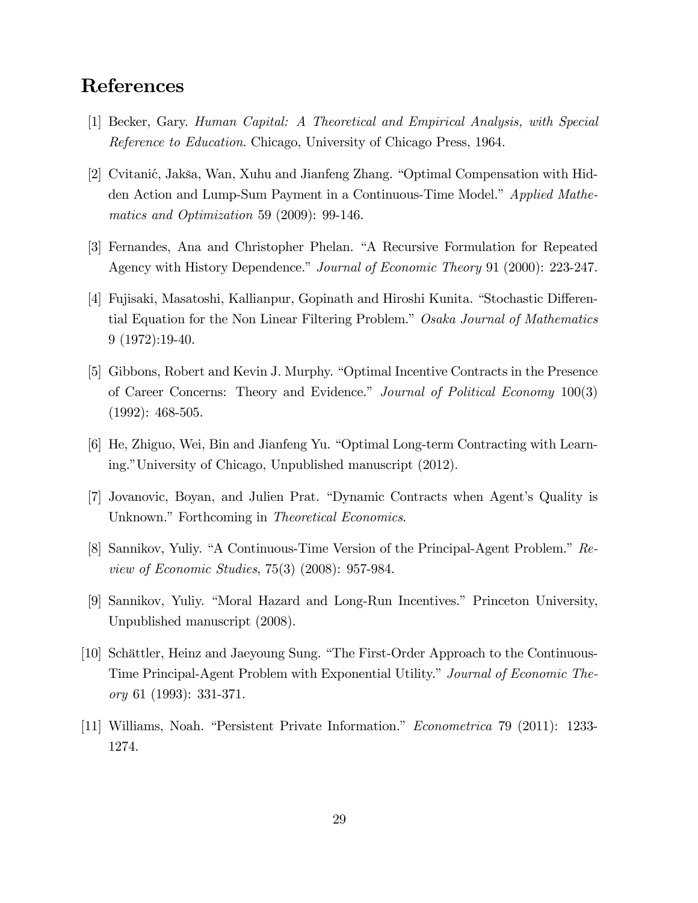# References

[1] Becker, Gary. *Human Capital: A Theoretical and Empirical Analysis, with Special Reference to Education*. Chicago, University of Chicago Press, 1964.

[2] Cvitanić, Jakša, Wan, Xuhu and Jianfeng Zhang. "Optimal Compensation with Hidden Action and Lump-Sum Payment in a Continuous-Time Model." *Applied Mathematics and Optimization* 59 (2009): 99-146.

[3] Fernandes, Ana and Christopher Phelan. "A Recursive Formulation for Repeated Agency with History Dependence." *Journal of Economic Theory* 91 (2000): 223-247.

[4] Fujisaki, Masatoshi, Kallianpur, Gopinath and Hiroshi Kunita. "Stochastic Differential Equation for the Non Linear Filtering Problem." *Osaka Journal of Mathematics* 9 (1972):19-40.

[5] Gibbons, Robert and Kevin J. Murphy. "Optimal Incentive Contracts in the Presence of Career Concerns: Theory and Evidence." *Journal of Political Economy* 100(3) (1992): 468-505.

[6] He, Zhiguo, Wei, Bin and Jianfeng Yu. "Optimal Long-term Contracting with Learning."University of Chicago, Unpublished manuscript (2012).

[7] Jovanovic, Boyan, and Julien Prat. "Dynamic Contracts when Agent's Quality is Unknown." Forthcoming in *Theoretical Economics*.

[8] Sannikov, Yuliy. "A Continuous-Time Version of the Principal-Agent Problem." *Review of Economic Studies*, 75(3) (2008): 957-984.

[9] Sannikov, Yuliy. "Moral Hazard and Long-Run Incentives." Princeton University, Unpublished manuscript (2008).

[10] Schättler, Heinz and Jaeyoung Sung. "The First-Order Approach to the Continuous-Time Principal-Agent Problem with Exponential Utility." *Journal of Economic Theory* 61 (1993): 331-371.

[11] Williams, Noah. "Persistent Private Information." *Econometrica* 79 (2011): 1233-1274.